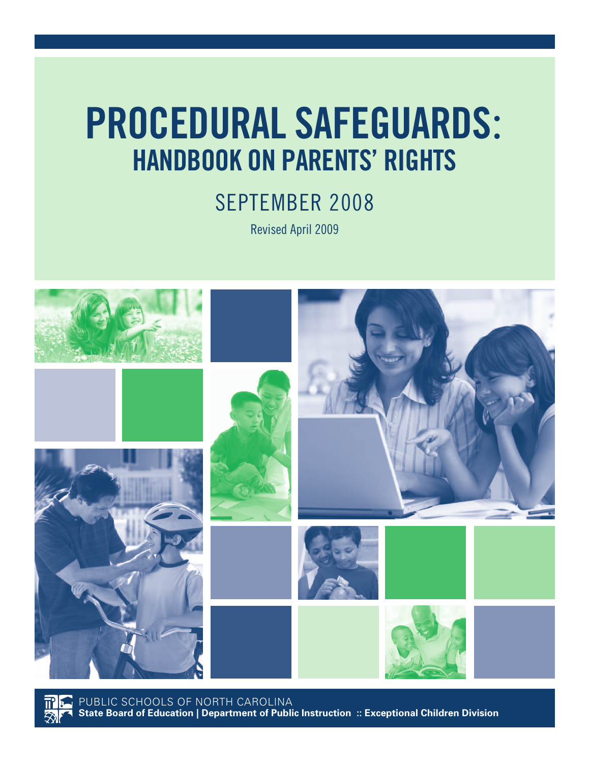# PROCEDURAL SAFEGUARDS:
## HANDBOOK ON PARENTS' RIGHTS

SEPTEMBER 2008

Revised April 2009

PUBLIC SCHOOLS OF NORTH CAROLINA

**State Board of Education | Department of Public Instruction :: Exceptional Children Division**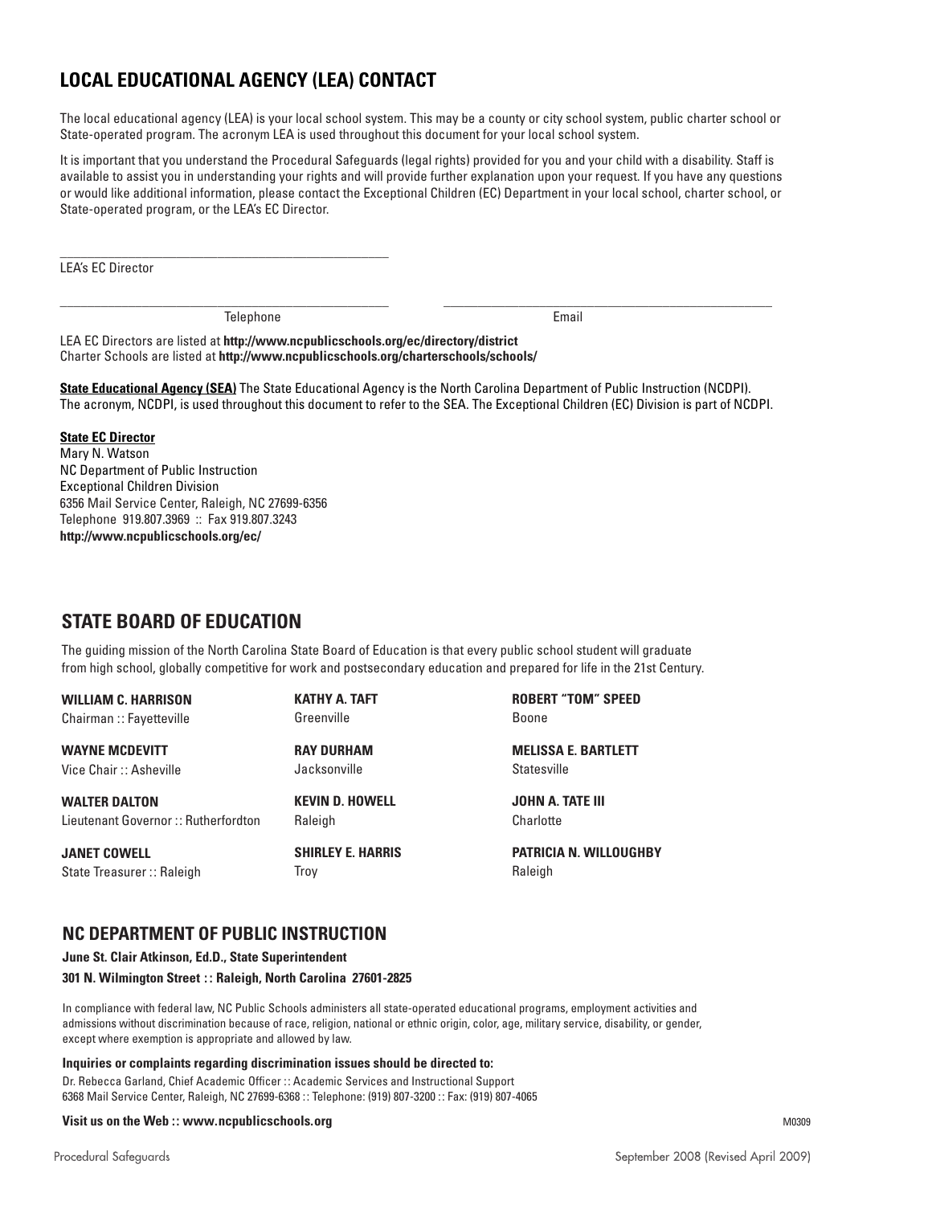## LOCAL EDUCATIONAL AGENCY (LEA) CONTACT

The local educational agency (LEA) is your local school system. This may be a county or city school system, public charter school or State-operated program. The acronym LEA is used throughout this document for your local school system.

It is important that you understand the Procedural Safeguards (legal rights) provided for you and your child with a disability. Staff is available to assist you in understanding your rights and will provide further explanation upon your request. If you have any questions or would like additional information, please contact the Exceptional Children (EC) Department in your local school, charter school, or State-operated program, or the LEA's EC Director.

\_\_\_\_\_\_\_\_\_\_\_\_\_\_\_\_\_\_\_\_\_\_\_\_\_\_\_\_\_\_\_\_\_\_\_\_\_\_\_\_\_\_\_\_\_\_\_\_

LEA's EC Director

\_\_\_\_\_\_\_\_\_\_\_\_\_\_\_\_\_\_\_\_\_\_\_\_\_\_\_\_\_\_\_\_\_\_\_\_\_\_\_\_\_\_\_\_\_\_\_\_ \_\_\_\_\_\_\_\_\_\_\_\_\_\_\_\_\_\_\_\_\_\_\_\_\_\_\_\_\_\_\_\_\_\_\_\_\_\_\_\_\_\_\_\_\_\_\_\_

Telephone Email

LEA EC Directors are listed at **http://www.ncpublicschools.org/ec/directory/district**
Charter Schools are listed at **http://www.ncpublicschools.org/charterschools/schools/**

**State Educational Agency (SEA)** The State Educational Agency is the North Carolina Department of Public Instruction (NCDPI). The acronym, NCDPI, is used throughout this document to refer to the SEA. The Exceptional Children (EC) Division is part of NCDPI.

**State EC Director**
Mary N. Watson
NC Department of Public Instruction
Exceptional Children Division
6356 Mail Service Center, Raleigh, NC 27699-6356
Telephone 919.807.3969 :: Fax 919.807.3243
**http://www.ncpublicschools.org/ec/**

## STATE BOARD OF EDUCATION

The guiding mission of the North Carolina State Board of Education is that every public school student will graduate from high school, globally competitive for work and postsecondary education and prepared for life in the 21st Century.

**WILLIAM C. HARRISON**
Chairman :: Fayetteville

**WAYNE MCDEVITT**
Vice Chair :: Asheville

**WALTER DALTON**
Lieutenant Governor :: Rutherfordton

**JANET COWELL**
State Treasurer :: Raleigh

**KATHY A. TAFT**
Greenville

**RAY DURHAM**
Jacksonville

**KEVIN D. HOWELL**
Raleigh

**SHIRLEY E. HARRIS**
Troy

**ROBERT "TOM" SPEED**
Boone

**MELISSA E. BARTLETT**
Statesville

**JOHN A. TATE III**
Charlotte

**PATRICIA N. WILLOUGHBY**
Raleigh

## NC DEPARTMENT OF PUBLIC INSTRUCTION

**June St. Clair Atkinson, Ed.D., State Superintendent**
**301 N. Wilmington Street :: Raleigh, North Carolina 27601-2825**

In compliance with federal law, NC Public Schools administers all state-operated educational programs, employment activities and admissions without discrimination because of race, religion, national or ethnic origin, color, age, military service, disability, or gender, except where exemption is appropriate and allowed by law.

**Inquiries or complaints regarding discrimination issues should be directed to:**
Dr. Rebecca Garland, Chief Academic Officer :: Academic Services and Instructional Support
6368 Mail Service Center, Raleigh, NC 27699-6368 :: Telephone: (919) 807-3200 :: Fax: (919) 807-4065

**Visit us on the Web :: www.ncpublicschools.org**

M0309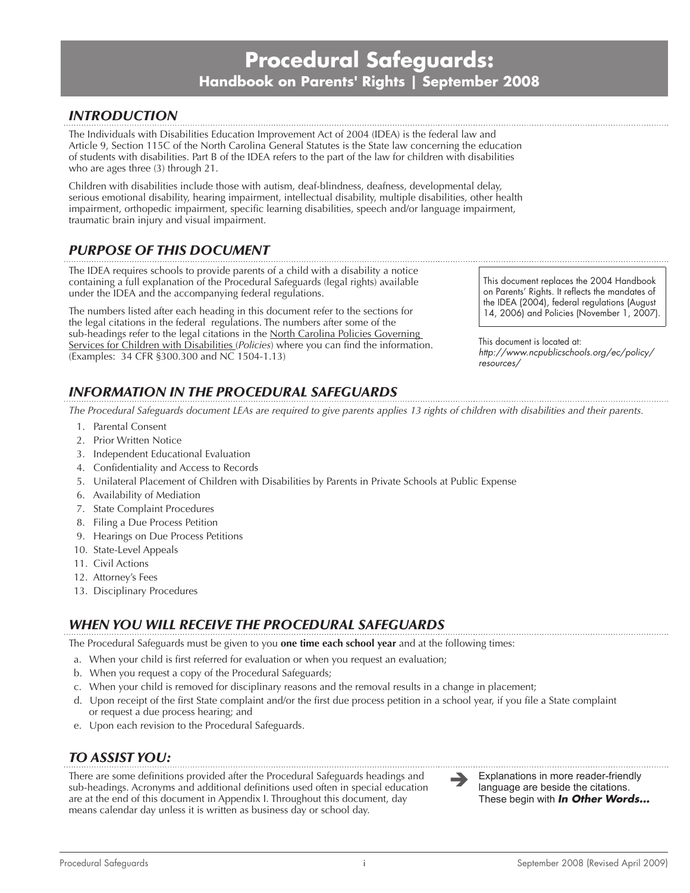# Procedural Safeguards:

## Handbook on Parents' Rights | September 2008

### INTRODUCTION

The Individuals with Disabilities Education Improvement Act of 2004 (IDEA) is the federal law and Article 9, Section 115C of the North Carolina General Statutes is the State law concerning the education of students with disabilities. Part B of the IDEA refers to the part of the law for children with disabilities who are ages three (3) through 21.

Children with disabilities include those with autism, deaf-blindness, deafness, developmental delay, serious emotional disability, hearing impairment, intellectual disability, multiple disabilities, other health impairment, orthopedic impairment, specific learning disabilities, speech and/or language impairment, traumatic brain injury and visual impairment.

### PURPOSE OF THIS DOCUMENT

The IDEA requires schools to provide parents of a child with a disability a notice containing a full explanation of the Procedural Safeguards (legal rights) available under the IDEA and the accompanying federal regulations.

The numbers listed after each heading in this document refer to the sections for the legal citations in the federal regulations. The numbers after some of the sub-headings refer to the legal citations in the North Carolina Policies Governing Services for Children with Disabilities (*Policies*) where you can find the information. (Examples: 34 CFR §300.300 and NC 1504-1.13)

This document replaces the 2004 Handbook on Parents' Rights. It reflects the mandates of the IDEA (2004), federal regulations (August 14, 2006) and Policies (November 1, 2007).

This document is located at: *http://www.ncpublicschools.org/ec/policy/resources/*

### INFORMATION IN THE PROCEDURAL SAFEGUARDS

*The Procedural Safeguards document LEAs are required to give parents applies 13 rights of children with disabilities and their parents.*

1. Parental Consent
2. Prior Written Notice
3. Independent Educational Evaluation
4. Confidentiality and Access to Records
5. Unilateral Placement of Children with Disabilities by Parents in Private Schools at Public Expense
6. Availability of Mediation
7. State Complaint Procedures
8. Filing a Due Process Petition
9. Hearings on Due Process Petitions
10. State-Level Appeals
11. Civil Actions
12. Attorney's Fees
13. Disciplinary Procedures

### WHEN YOU WILL RECEIVE THE PROCEDURAL SAFEGUARDS

The Procedural Safeguards must be given to you **one time each school year** and at the following times:

a. When your child is first referred for evaluation or when you request an evaluation;
b. When you request a copy of the Procedural Safeguards;
c. When your child is removed for disciplinary reasons and the removal results in a change in placement;
d. Upon receipt of the first State complaint and/or the first due process petition in a school year, if you file a State complaint or request a due process hearing; and
e. Upon each revision to the Procedural Safeguards.

### TO ASSIST YOU:

There are some definitions provided after the Procedural Safeguards headings and sub-headings. Acronyms and additional definitions used often in special education are at the end of this document in Appendix I. Throughout this document, day means calendar day unless it is written as business day or school day.

➔ Explanations in more reader-friendly language are beside the citations. These begin with ***In Other Words...***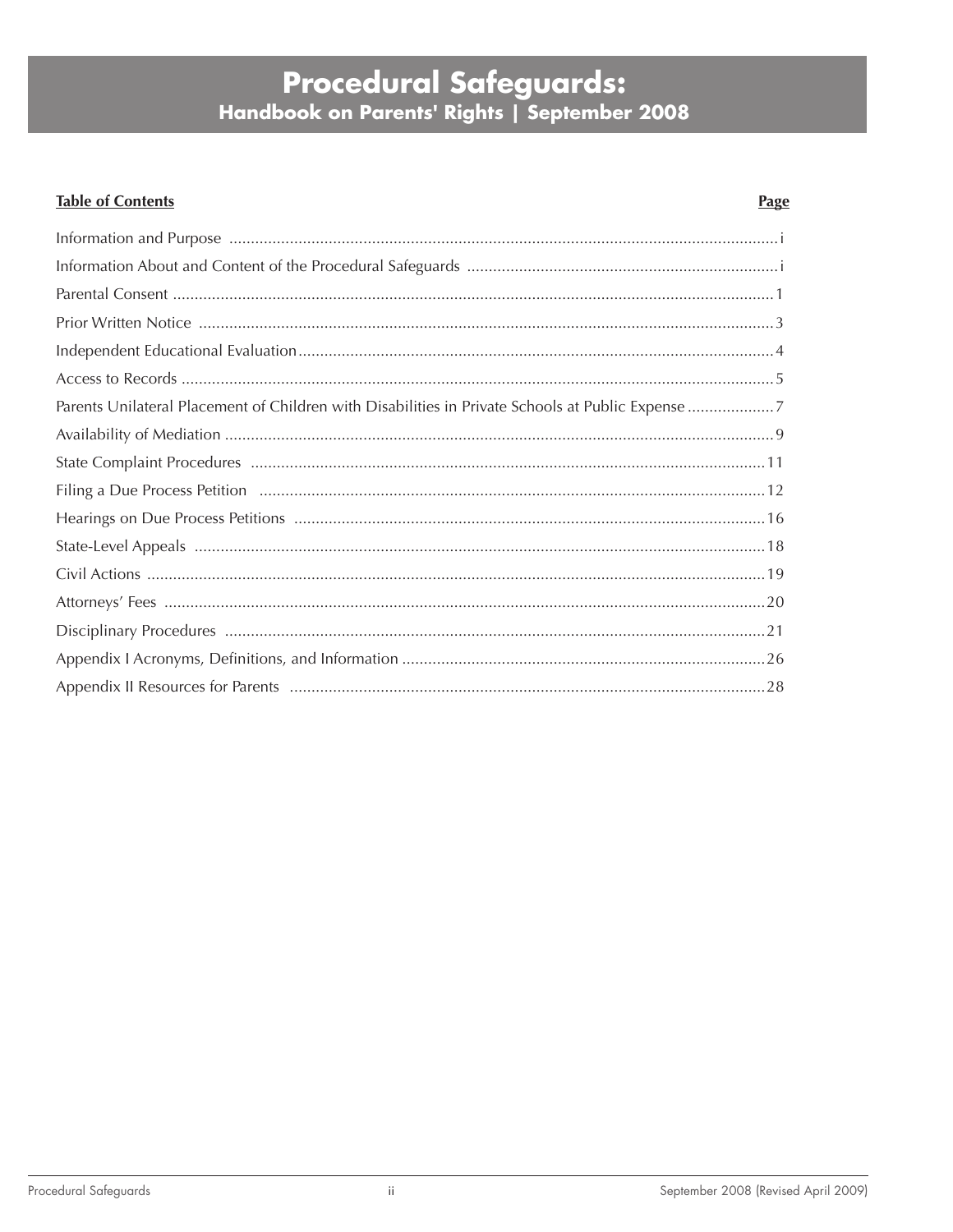# Procedural Safeguards:

## Handbook on Parents' Rights | September 2008

| Table of Contents | Page |
|---|---|
| Information and Purpose | i |
| Information About and Content of the Procedural Safeguards | i |
| Parental Consent | 1 |
| Prior Written Notice | 3 |
| Independent Educational Evaluation | 4 |
| Access to Records | 5 |
| Parents Unilateral Placement of Children with Disabilities in Private Schools at Public Expense | 7 |
| Availability of Mediation | 9 |
| State Complaint Procedures | 11 |
| Filing a Due Process Petition | 12 |
| Hearings on Due Process Petitions | 16 |
| State-Level Appeals | 18 |
| Civil Actions | 19 |
| Attorneys' Fees | 20 |
| Disciplinary Procedures | 21 |
| Appendix I Acronyms, Definitions, and Information | 26 |
| Appendix II Resources for Parents | 28 |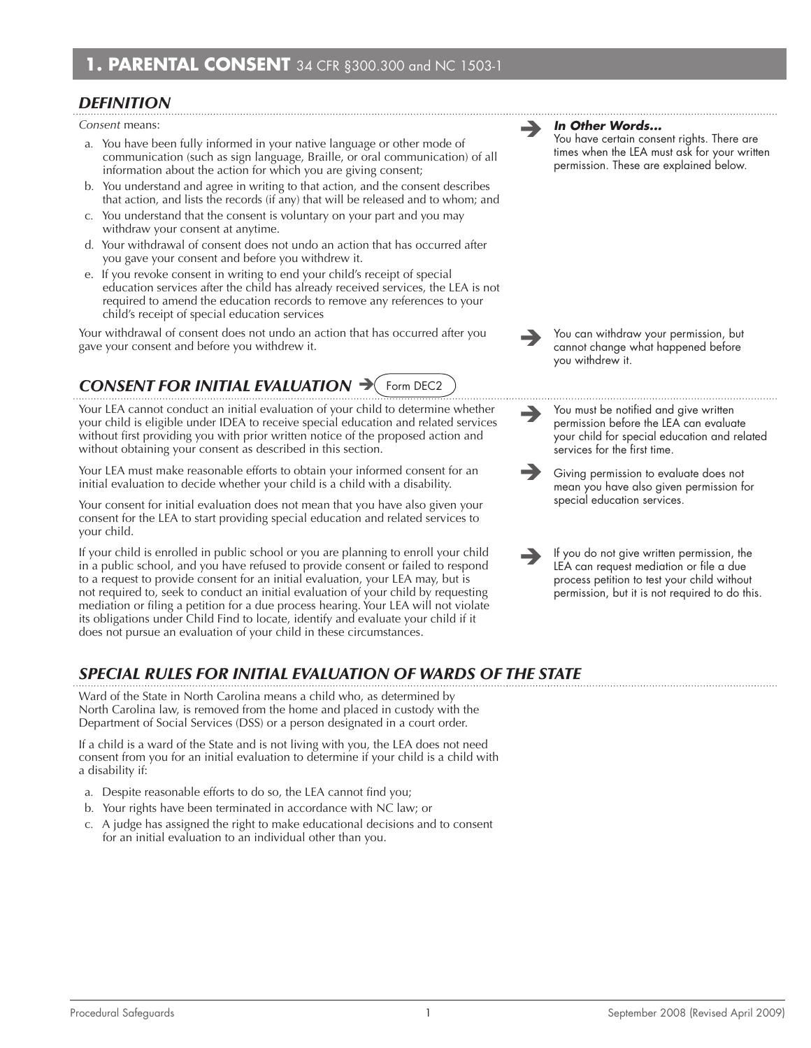## 1. PARENTAL CONSENT 34 CFR §300.300 and NC 1503-1

### DEFINITION

*Consent* means:

a. You have been fully informed in your native language or other mode of communication (such as sign language, Braille, or oral communication) of all information about the action for which you are giving consent;

b. You understand and agree in writing to that action, and the consent describes that action, and lists the records (if any) that will be released and to whom; and

c. You understand that the consent is voluntary on your part and you may withdraw your consent at anytime.

d. Your withdrawal of consent does not undo an action that has occurred after you gave your consent and before you withdrew it.

e. If you revoke consent in writing to end your child's receipt of special education services after the child has already received services, the LEA is not required to amend the education records to remove any references to your child's receipt of special education services

Your withdrawal of consent does not undo an action that has occurred after you gave your consent and before you withdrew it.

> ***In Other Words…***
> You have certain consent rights. There are times when the LEA must ask for your written permission. These are explained below.

> You can withdraw your permission, but cannot change what happened before you withdrew it.

### CONSENT FOR INITIAL EVALUATION → Form DEC2

Your LEA cannot conduct an initial evaluation of your child to determine whether your child is eligible under IDEA to receive special education and related services without first providing you with prior written notice of the proposed action and without obtaining your consent as described in this section.

Your LEA must make reasonable efforts to obtain your informed consent for an initial evaluation to decide whether your child is a child with a disability.

Your consent for initial evaluation does not mean that you have also given your consent for the LEA to start providing special education and related services to your child.

If your child is enrolled in public school or you are planning to enroll your child in a public school, and you have refused to provide consent or failed to respond to a request to provide consent for an initial evaluation, your LEA may, but is not required to, seek to conduct an initial evaluation of your child by requesting mediation or filing a petition for a due process hearing. Your LEA will not violate its obligations under Child Find to locate, identify and evaluate your child if it does not pursue an evaluation of your child in these circumstances.

> You must be notified and give written permission before the LEA can evaluate your child for special education and related services for the first time.

> Giving permission to evaluate does not mean you have also given permission for special education services.

> If you do not give written permission, the LEA can request mediation or file a due process petition to test your child without permission, but it is not required to do this.

### SPECIAL RULES FOR INITIAL EVALUATION OF WARDS OF THE STATE

Ward of the State in North Carolina means a child who, as determined by North Carolina law, is removed from the home and placed in custody with the Department of Social Services (DSS) or a person designated in a court order.

If a child is a ward of the State and is not living with you, the LEA does not need consent from you for an initial evaluation to determine if your child is a child with a disability if:

a. Despite reasonable efforts to do so, the LEA cannot find you;

b. Your rights have been terminated in accordance with NC law; or

c. A judge has assigned the right to make educational decisions and to consent for an initial evaluation to an individual other than you.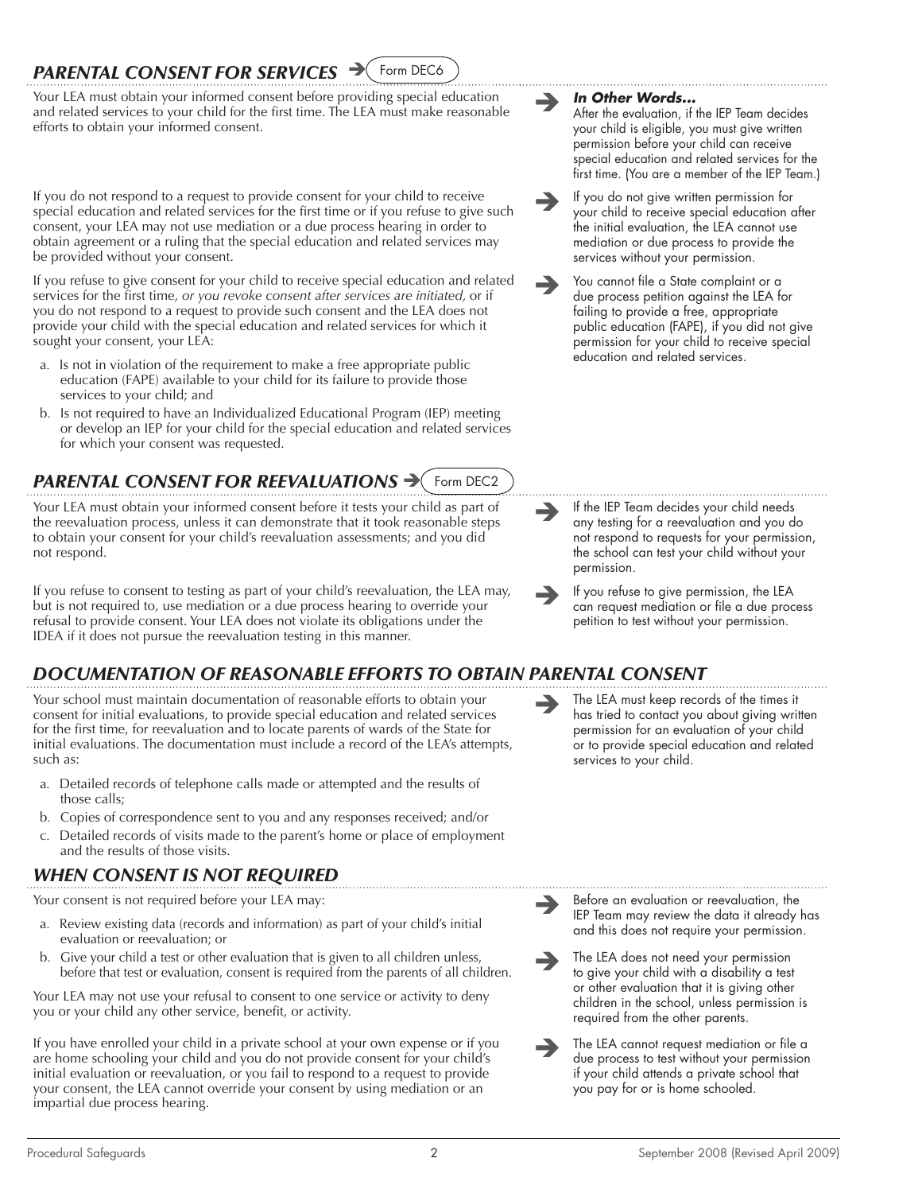## *PARENTAL CONSENT FOR SERVICES* ➔ Form DEC6

Your LEA must obtain your informed consent before providing special education and related services to your child for the first time. The LEA must make reasonable efforts to obtain your informed consent.

> ➔ ***In Other Words…***
> After the evaluation, if the IEP Team decides your child is eligible, you must give written permission before your child can receive special education and related services for the first time. (You are a member of the IEP Team.)

If you do not respond to a request to provide consent for your child to receive special education and related services for the first time or if you refuse to give such consent, your LEA may not use mediation or a due process hearing in order to obtain agreement or a ruling that the special education and related services may be provided without your consent.

> ➔ If you do not give written permission for your child to receive special education after the initial evaluation, the LEA cannot use mediation or due process to provide the services without your permission.

If you refuse to give consent for your child to receive special education and related services for the first time, *or you revoke consent after services are initiated,* or if you do not respond to a request to provide such consent and the LEA does not provide your child with the special education and related services for which it sought your consent, your LEA:

a. Is not in violation of the requirement to make a free appropriate public education (FAPE) available to your child for its failure to provide those services to your child; and
b. Is not required to have an Individualized Educational Program (IEP) meeting or develop an IEP for your child for the special education and related services for which your consent was requested.

> ➔ You cannot file a State complaint or a due process petition against the LEA for failing to provide a free, appropriate public education (FAPE), if you did not give permission for your child to receive special education and related services.

## *PARENTAL CONSENT FOR REEVALUATIONS* ➔ Form DEC2

Your LEA must obtain your informed consent before it tests your child as part of the reevaluation process, unless it can demonstrate that it took reasonable steps to obtain your consent for your child's reevaluation assessments; and you did not respond.

> ➔ If the IEP Team decides your child needs any testing for a reevaluation and you do not respond to requests for your permission, the school can test your child without your permission.

If you refuse to consent to testing as part of your child's reevaluation, the LEA may, but is not required to, use mediation or a due process hearing to override your refusal to provide consent. Your LEA does not violate its obligations under the IDEA if it does not pursue the reevaluation testing in this manner.

> ➔ If you refuse to give permission, the LEA can request mediation or file a due process petition to test without your permission.

## *DOCUMENTATION OF REASONABLE EFFORTS TO OBTAIN PARENTAL CONSENT*

Your school must maintain documentation of reasonable efforts to obtain your consent for initial evaluations, to provide special education and related services for the first time, for reevaluation and to locate parents of wards of the State for initial evaluations. The documentation must include a record of the LEA's attempts, such as:

a. Detailed records of telephone calls made or attempted and the results of those calls;
b. Copies of correspondence sent to you and any responses received; and/or
c. Detailed records of visits made to the parent's home or place of employment and the results of those visits.

> ➔ The LEA must keep records of the times it has tried to contact you about giving written permission for an evaluation of your child or to provide special education and related services to your child.

## *WHEN CONSENT IS NOT REQUIRED*

Your consent is not required before your LEA may:

a. Review existing data (records and information) as part of your child's initial evaluation or reevaluation; or
b. Give your child a test or other evaluation that is given to all children unless, before that test or evaluation, consent is required from the parents of all children.

> ➔ Before an evaluation or reevaluation, the IEP Team may review the data it already has and this does not require your permission.

> ➔ The LEA does not need your permission to give your child with a disability a test or other evaluation that it is giving other children in the school, unless permission is required from the other parents.

Your LEA may not use your refusal to consent to one service or activity to deny you or your child any other service, benefit, or activity.

If you have enrolled your child in a private school at your own expense or if you are home schooling your child and you do not provide consent for your child's initial evaluation or reevaluation, or you fail to respond to a request to provide your consent, the LEA cannot override your consent by using mediation or an impartial due process hearing.

> ➔ The LEA cannot request mediation or file a due process to test without your permission if your child attends a private school that you pay for or is home schooled.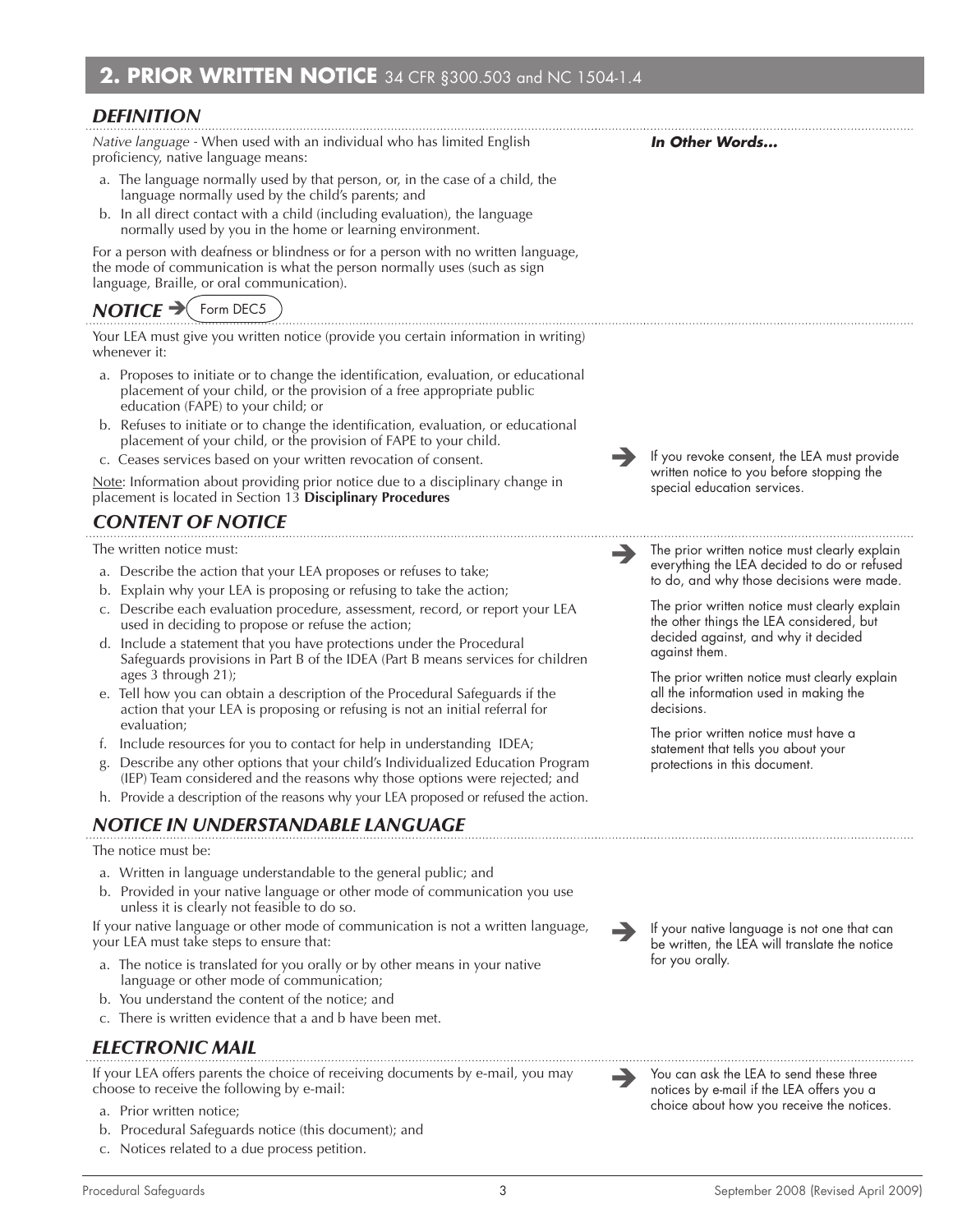## 2. PRIOR WRITTEN NOTICE 34 CFR §300.503 and NC 1504-1.4

### *DEFINITION*

***In Other Words...***

*Native language* - When used with an individual who has limited English proficiency, native language means:

a. The language normally used by that person, or, in the case of a child, the language normally used by the child's parents; and
b. In all direct contact with a child (including evaluation), the language normally used by you in the home or learning environment.

For a person with deafness or blindness or for a person with no written language, the mode of communication is what the person normally uses (such as sign language, Braille, or oral communication).

### *NOTICE* ➔ Form DEC5

Your LEA must give you written notice (provide you certain information in writing) whenever it:

a. Proposes to initiate or to change the identification, evaluation, or educational placement of your child, or the provision of a free appropriate public education (FAPE) to your child; or
b. Refuses to initiate or to change the identification, evaluation, or educational placement of your child, or the provision of FAPE to your child.
c. Ceases services based on your written revocation of consent.

➔ If you revoke consent, the LEA must provide written notice to you before stopping the special education services.

Note: Information about providing prior notice due to a disciplinary change in placement is located in Section 13 **Disciplinary Procedures**

### *CONTENT OF NOTICE*

The written notice must:

a. Describe the action that your LEA proposes or refuses to take;
b. Explain why your LEA is proposing or refusing to take the action;
c. Describe each evaluation procedure, assessment, record, or report your LEA used in deciding to propose or refuse the action;
d. Include a statement that you have protections under the Procedural Safeguards provisions in Part B of the IDEA (Part B means services for children ages 3 through 21);
e. Tell how you can obtain a description of the Procedural Safeguards if the action that your LEA is proposing or refusing is not an initial referral for evaluation;
f. Include resources for you to contact for help in understanding IDEA;
g. Describe any other options that your child's Individualized Education Program (IEP) Team considered and the reasons why those options were rejected; and
h. Provide a description of the reasons why your LEA proposed or refused the action.

➔ The prior written notice must clearly explain everything the LEA decided to do or refused to do, and why those decisions were made.

The prior written notice must clearly explain the other things the LEA considered, but decided against, and why it decided against them.

The prior written notice must clearly explain all the information used in making the decisions.

The prior written notice must have a statement that tells you about your protections in this document.

### *NOTICE IN UNDERSTANDABLE LANGUAGE*

The notice must be:

a. Written in language understandable to the general public; and
b. Provided in your native language or other mode of communication you use unless it is clearly not feasible to do so.

If your native language or other mode of communication is not a written language, your LEA must take steps to ensure that:

a. The notice is translated for you orally or by other means in your native language or other mode of communication;
b. You understand the content of the notice; and
c. There is written evidence that a and b have been met.

➔ If your native language is not one that can be written, the LEA will translate the notice for you orally.

### *ELECTRONIC MAIL*

If your LEA offers parents the choice of receiving documents by e-mail, you may choose to receive the following by e-mail:

a. Prior written notice;
b. Procedural Safeguards notice (this document); and
c. Notices related to a due process petition.

➔ You can ask the LEA to send these three notices by e-mail if the LEA offers you a choice about how you receive the notices.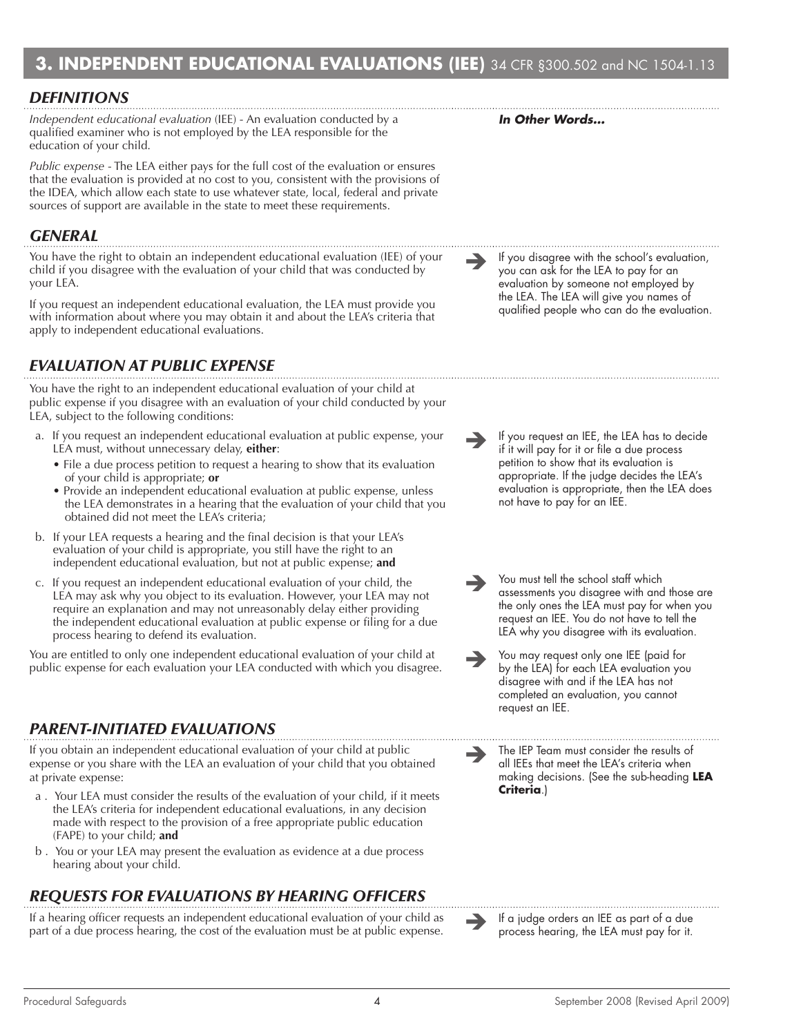## 3. INDEPENDENT EDUCATIONAL EVALUATIONS (IEE) 34 CFR §300.502 and NC 1504-1.13

### DEFINITIONS

*Independent educational evaluation* (IEE) - An evaluation conducted by a qualified examiner who is not employed by the LEA responsible for the education of your child.

*Public expense* - The LEA either pays for the full cost of the evaluation or ensures that the evaluation is provided at no cost to you, consistent with the provisions of the IDEA, which allow each state to use whatever state, local, federal and private sources of support are available in the state to meet these requirements.

***In Other Words...***

### GENERAL

You have the right to obtain an independent educational evaluation (IEE) of your child if you disagree with the evaluation of your child that was conducted by your LEA.

If you request an independent educational evaluation, the LEA must provide you with information about where you may obtain it and about the LEA's criteria that apply to independent educational evaluations.

➔ If you disagree with the school's evaluation, you can ask for the LEA to pay for an evaluation by someone not employed by the LEA. The LEA will give you names of qualified people who can do the evaluation.

### EVALUATION AT PUBLIC EXPENSE

You have the right to an independent educational evaluation of your child at public expense if you disagree with an evaluation of your child conducted by your LEA, subject to the following conditions:

a. If you request an independent educational evaluation at public expense, your LEA must, without unnecessary delay, **either**:
   - File a due process petition to request a hearing to show that its evaluation of your child is appropriate; **or**
   - Provide an independent educational evaluation at public expense, unless the LEA demonstrates in a hearing that the evaluation of your child that you obtained did not meet the LEA's criteria;

b. If your LEA requests a hearing and the final decision is that your LEA's evaluation of your child is appropriate, you still have the right to an independent educational evaluation, but not at public expense; **and**

c. If you request an independent educational evaluation of your child, the LEA may ask why you object to its evaluation. However, your LEA may not require an explanation and may not unreasonably delay either providing the independent educational evaluation at public expense or filing for a due process hearing to defend its evaluation.

You are entitled to only one independent educational evaluation of your child at public expense for each evaluation your LEA conducted with which you disagree.

➔ If you request an IEE, the LEA has to decide if it will pay for it or file a due process petition to show that its evaluation is appropriate. If the judge decides the LEA's evaluation is appropriate, then the LEA does not have to pay for an IEE.

➔ You must tell the school staff which assessments you disagree with and those are the only ones the LEA must pay for when you request an IEE. You do not have to tell the LEA why you disagree with its evaluation.

➔ You may request only one IEE (paid for by the LEA) for each LEA evaluation you disagree with and if the LEA has not completed an evaluation, you cannot request an IEE.

### PARENT-INITIATED EVALUATIONS

If you obtain an independent educational evaluation of your child at public expense or you share with the LEA an evaluation of your child that you obtained at private expense:

a . Your LEA must consider the results of the evaluation of your child, if it meets the LEA's criteria for independent educational evaluations, in any decision made with respect to the provision of a free appropriate public education (FAPE) to your child; **and**

b . You or your LEA may present the evaluation as evidence at a due process hearing about your child.

➔ The IEP Team must consider the results of all IEEs that meet the LEA's criteria when making decisions. (See the sub-heading **LEA Criteria**.)

### REQUESTS FOR EVALUATIONS BY HEARING OFFICERS

If a hearing officer requests an independent educational evaluation of your child as part of a due process hearing, the cost of the evaluation must be at public expense.

➔ If a judge orders an IEE as part of a due process hearing, the LEA must pay for it.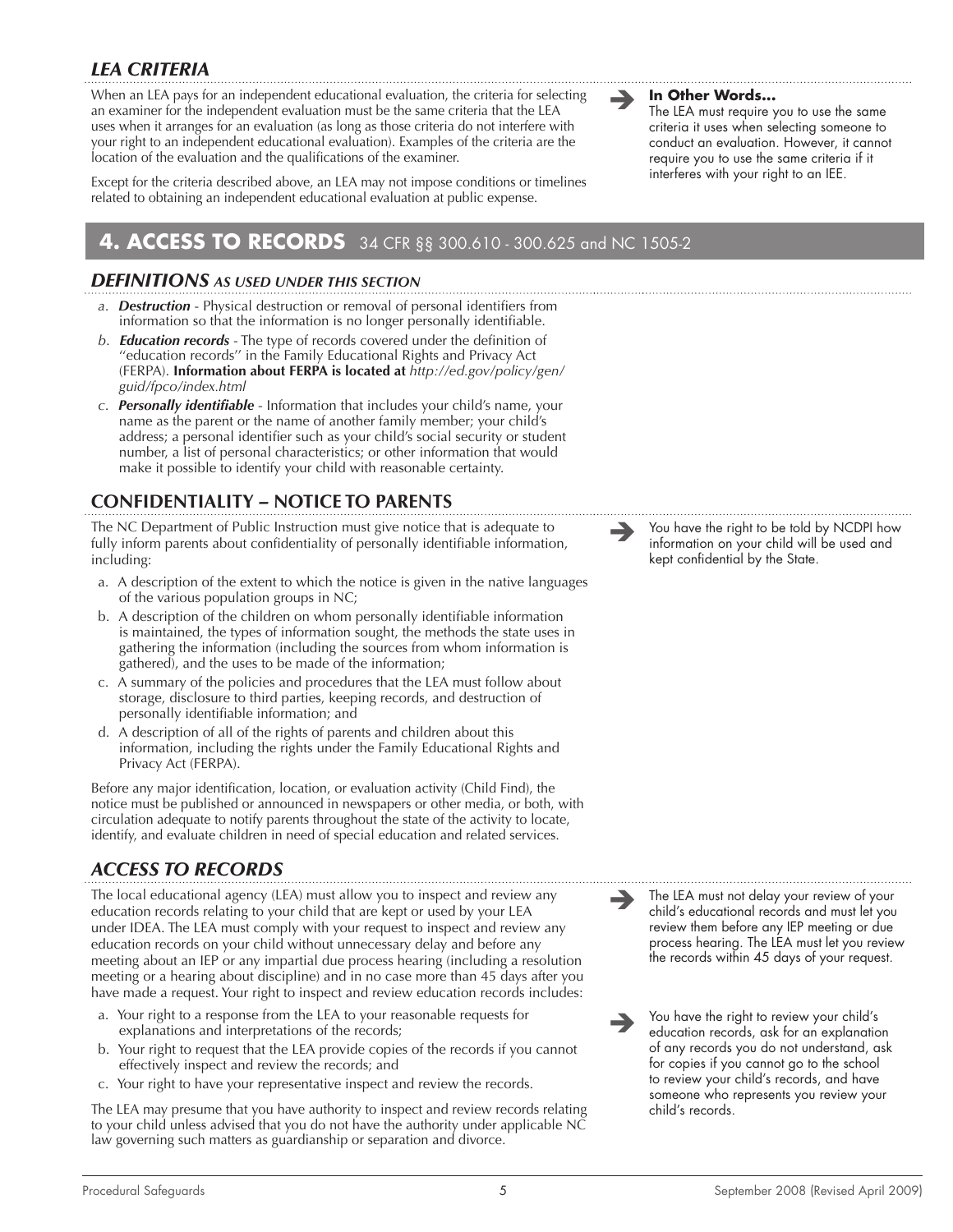### *LEA CRITERIA*

When an LEA pays for an independent educational evaluation, the criteria for selecting an examiner for the independent evaluation must be the same criteria that the LEA uses when it arranges for an evaluation (as long as those criteria do not interfere with your right to an independent educational evaluation). Examples of the criteria are the location of the evaluation and the qualifications of the examiner.

Except for the criteria described above, an LEA may not impose conditions or timelines related to obtaining an independent educational evaluation at public expense.

➔ **In Other Words...**
The LEA must require you to use the same criteria it uses when selecting someone to conduct an evaluation. However, it cannot require you to use the same criteria if it interferes with your right to an IEE.

## 4. ACCESS TO RECORDS 34 CFR §§ 300.610 - 300.625 and NC 1505-2

### *DEFINITIONS AS USED UNDER THIS SECTION*

a. ***Destruction*** - Physical destruction or removal of personal identifiers from information so that the information is no longer personally identifiable.

b. ***Education records*** - The type of records covered under the definition of "education records" in the Family Educational Rights and Privacy Act (FERPA). **Information about FERPA is located at** *http://ed.gov/policy/gen/guid/fpco/index.html*

c. ***Personally identifiable*** - Information that includes your child's name, your name as the parent or the name of another family member; your child's address; a personal identifier such as your child's social security or student number, a list of personal characteristics; or other information that would make it possible to identify your child with reasonable certainty.

### CONFIDENTIALITY – NOTICE TO PARENTS

The NC Department of Public Instruction must give notice that is adequate to fully inform parents about confidentiality of personally identifiable information, including:

a. A description of the extent to which the notice is given in the native languages of the various population groups in NC;

b. A description of the children on whom personally identifiable information is maintained, the types of information sought, the methods the state uses in gathering the information (including the sources from whom information is gathered), and the uses to be made of the information;

c. A summary of the policies and procedures that the LEA must follow about storage, disclosure to third parties, keeping records, and destruction of personally identifiable information; and

d. A description of all of the rights of parents and children about this information, including the rights under the Family Educational Rights and Privacy Act (FERPA).

Before any major identification, location, or evaluation activity (Child Find), the notice must be published or announced in newspapers or other media, or both, with circulation adequate to notify parents throughout the state of the activity to locate, identify, and evaluate children in need of special education and related services.

➔ You have the right to be told by NCDPI how information on your child will be used and kept confidential by the State.

### *ACCESS TO RECORDS*

The local educational agency (LEA) must allow you to inspect and review any education records relating to your child that are kept or used by your LEA under IDEA. The LEA must comply with your request to inspect and review any education records on your child without unnecessary delay and before any meeting about an IEP or any impartial due process hearing (including a resolution meeting or a hearing about discipline) and in no case more than 45 days after you have made a request. Your right to inspect and review education records includes:

a. Your right to a response from the LEA to your reasonable requests for explanations and interpretations of the records;

b. Your right to request that the LEA provide copies of the records if you cannot effectively inspect and review the records; and

c. Your right to have your representative inspect and review the records.

The LEA may presume that you have authority to inspect and review records relating to your child unless advised that you do not have the authority under applicable NC law governing such matters as guardianship or separation and divorce.

➔ The LEA must not delay your review of your child's educational records and must let you review them before any IEP meeting or due process hearing. The LEA must let you review the records within 45 days of your request.

➔ You have the right to review your child's education records, ask for an explanation of any records you do not understand, ask for copies if you cannot go to the school to review your child's records, and have someone who represents you review your child's records.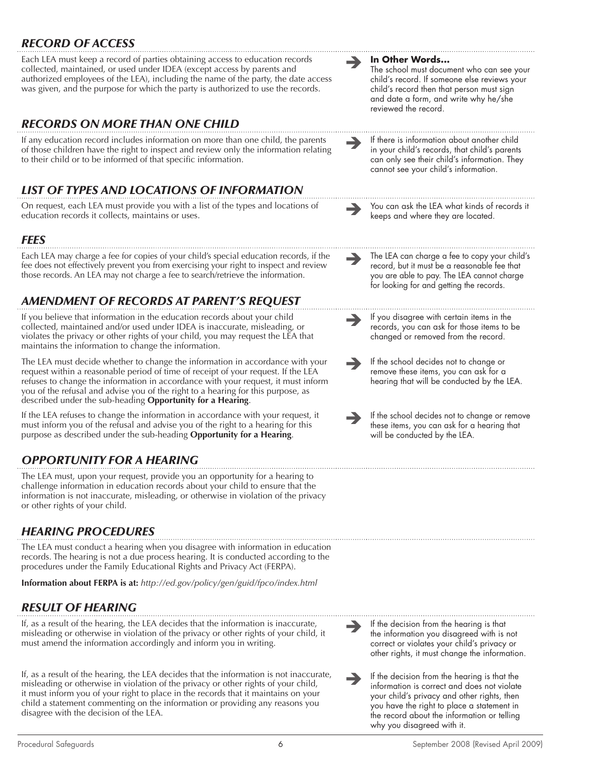## RECORD OF ACCESS

Each LEA must keep a record of parties obtaining access to education records collected, maintained, or used under IDEA (except access by parents and authorized employees of the LEA), including the name of the party, the date access was given, and the purpose for which the party is authorized to use the records.

➔ **In Other Words...**
The school must document who can see your child's record. If someone else reviews your child's record then that person must sign and date a form, and write why he/she reviewed the record.

## RECORDS ON MORE THAN ONE CHILD

If any education record includes information on more than one child, the parents of those children have the right to inspect and review only the information relating to their child or to be informed of that specific information.

➔ If there is information about another child in your child's records, that child's parents can only see their child's information. They cannot see your child's information.

## LIST OF TYPES AND LOCATIONS OF INFORMATION

On request, each LEA must provide you with a list of the types and locations of education records it collects, maintains or uses.

➔ You can ask the LEA what kinds of records it keeps and where they are located.

## FEES

Each LEA may charge a fee for copies of your child's special education records, if the fee does not effectively prevent you from exercising your right to inspect and review those records. An LEA may not charge a fee to search/retrieve the information.

➔ The LEA can charge a fee to copy your child's record, but it must be a reasonable fee that you are able to pay. The LEA cannot charge for looking for and getting the records.

## AMENDMENT OF RECORDS AT PARENT'S REQUEST

If you believe that information in the education records about your child collected, maintained and/or used under IDEA is inaccurate, misleading, or violates the privacy or other rights of your child, you may request the LEA that maintains the information to change the information.

➔ If you disagree with certain items in the records, you can ask for those items to be changed or removed from the record.

The LEA must decide whether to change the information in accordance with your request within a reasonable period of time of receipt of your request. If the LEA refuses to change the information in accordance with your request, it must inform you of the refusal and advise you of the right to a hearing for this purpose, as described under the sub-heading **Opportunity for a Hearing**.

➔ If the school decides not to change or remove these items, you can ask for a hearing that will be conducted by the LEA.

If the LEA refuses to change the information in accordance with your request, it must inform you of the refusal and advise you of the right to a hearing for this purpose as described under the sub-heading **Opportunity for a Hearing**.

➔ If the school decides not to change or remove these items, you can ask for a hearing that will be conducted by the LEA.

## OPPORTUNITY FOR A HEARING

The LEA must, upon your request, provide you an opportunity for a hearing to challenge information in education records about your child to ensure that the information is not inaccurate, misleading, or otherwise in violation of the privacy or other rights of your child.

## HEARING PROCEDURES

The LEA must conduct a hearing when you disagree with information in education records. The hearing is not a due process hearing. It is conducted according to the procedures under the Family Educational Rights and Privacy Act (FERPA).

**Information about FERPA is at:** *http://ed.gov/policy/gen/guid/fpco/index.html*

## RESULT OF HEARING

If, as a result of the hearing, the LEA decides that the information is inaccurate, misleading or otherwise in violation of the privacy or other rights of your child, it must amend the information accordingly and inform you in writing.

➔ If the decision from the hearing is that the information you disagreed with is not correct or violates your child's privacy or other rights, it must change the information.

If, as a result of the hearing, the LEA decides that the information is not inaccurate, misleading or otherwise in violation of the privacy or other rights of your child, it must inform you of your right to place in the records that it maintains on your child a statement commenting on the information or providing any reasons you disagree with the decision of the LEA.

➔ If the decision from the hearing is that the information is correct and does not violate your child's privacy and other rights, then you have the right to place a statement in the record about the information or telling why you disagreed with it.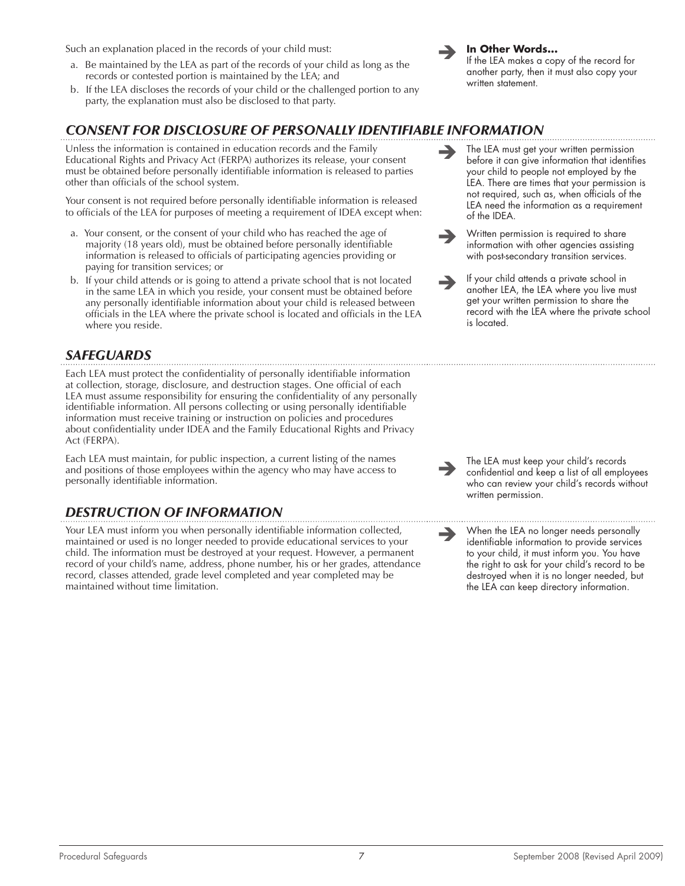Such an explanation placed in the records of your child must:

a. Be maintained by the LEA as part of the records of your child as long as the records or contested portion is maintained by the LEA; and

b. If the LEA discloses the records of your child or the challenged portion to any party, the explanation must also be disclosed to that party.

➔ **In Other Words…**
If the LEA makes a copy of the record for another party, then it must also copy your written statement.

## *CONSENT FOR DISCLOSURE OF PERSONALLY IDENTIFIABLE INFORMATION*

Unless the information is contained in education records and the Family Educational Rights and Privacy Act (FERPA) authorizes its release, your consent must be obtained before personally identifiable information is released to parties other than officials of the school system.

Your consent is not required before personally identifiable information is released to officials of the LEA for purposes of meeting a requirement of IDEA except when:

a. Your consent, or the consent of your child who has reached the age of majority (18 years old), must be obtained before personally identifiable information is released to officials of participating agencies providing or paying for transition services; or

b. If your child attends or is going to attend a private school that is not located in the same LEA in which you reside, your consent must be obtained before any personally identifiable information about your child is released between officials in the LEA where the private school is located and officials in the LEA where you reside.

➔ The LEA must get your written permission before it can give information that identifies your child to people not employed by the LEA. There are times that your permission is not required, such as, when officials of the LEA need the information as a requirement of the IDEA.

➔ Written permission is required to share information with other agencies assisting with post-secondary transition services.

➔ If your child attends a private school in another LEA, the LEA where you live must get your written permission to share the record with the LEA where the private school is located.

## *SAFEGUARDS*

Each LEA must protect the confidentiality of personally identifiable information at collection, storage, disclosure, and destruction stages. One official of each LEA must assume responsibility for ensuring the confidentiality of any personally identifiable information. All persons collecting or using personally identifiable information must receive training or instruction on policies and procedures about confidentiality under IDEA and the Family Educational Rights and Privacy Act (FERPA).

Each LEA must maintain, for public inspection, a current listing of the names and positions of those employees within the agency who may have access to personally identifiable information.

➔ The LEA must keep your child's records confidential and keep a list of all employees who can review your child's records without written permission.

## *DESTRUCTION OF INFORMATION*

Your LEA must inform you when personally identifiable information collected, maintained or used is no longer needed to provide educational services to your child. The information must be destroyed at your request. However, a permanent record of your child's name, address, phone number, his or her grades, attendance record, classes attended, grade level completed and year completed may be maintained without time limitation.

➔ When the LEA no longer needs personally identifiable information to provide services to your child, it must inform you. You have the right to ask for your child's record to be destroyed when it is no longer needed, but the LEA can keep directory information.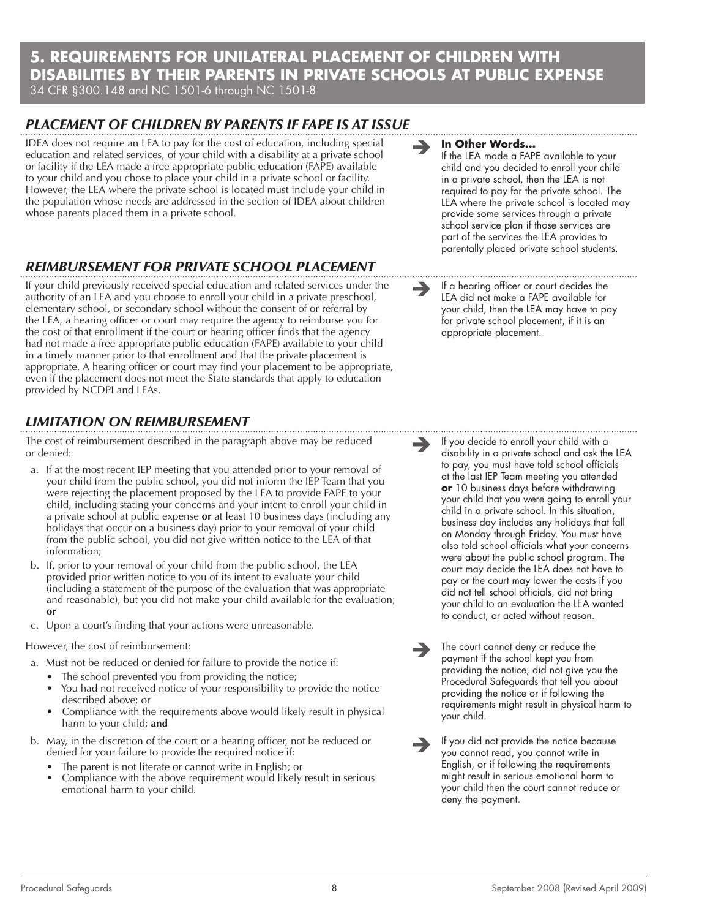## 5. REQUIREMENTS FOR UNILATERAL PLACEMENT OF CHILDREN WITH DISABILITIES BY THEIR PARENTS IN PRIVATE SCHOOLS AT PUBLIC EXPENSE

34 CFR §300.148 and NC 1501-6 through NC 1501-8

### *PLACEMENT OF CHILDREN BY PARENTS IF FAPE IS AT ISSUE*

IDEA does not require an LEA to pay for the cost of education, including special education and related services, of your child with a disability at a private school or facility if the LEA made a free appropriate public education (FAPE) available to your child and you chose to place your child in a private school or facility. However, the LEA where the private school is located must include your child in the population whose needs are addressed in the section of IDEA about children whose parents placed them in a private school.

➔ **In Other Words…**
If the LEA made a FAPE available to your child and you decided to enroll your child in a private school, then the LEA is not required to pay for the private school. The LEA where the private school is located may provide some services through a private school service plan if those services are part of the services the LEA provides to parentally placed private school students.

### *REIMBURSEMENT FOR PRIVATE SCHOOL PLACEMENT*

If your child previously received special education and related services under the authority of an LEA and you choose to enroll your child in a private preschool, elementary school, or secondary school without the consent of or referral by the LEA, a hearing officer or court may require the agency to reimburse you for the cost of that enrollment if the court or hearing officer finds that the agency had not made a free appropriate public education (FAPE) available to your child in a timely manner prior to that enrollment and that the private placement is appropriate. A hearing officer or court may find your placement to be appropriate, even if the placement does not meet the State standards that apply to education provided by NCDPI and LEAs.

➔ If a hearing officer or court decides the LEA did not make a FAPE available for your child, then the LEA may have to pay for private school placement, if it is an appropriate placement.

### *LIMITATION ON REIMBURSEMENT*

The cost of reimbursement described in the paragraph above may be reduced or denied:

a. If at the most recent IEP meeting that you attended prior to your removal of your child from the public school, you did not inform the IEP Team that you were rejecting the placement proposed by the LEA to provide FAPE to your child, including stating your concerns and your intent to enroll your child in a private school at public expense **or** at least 10 business days (including any holidays that occur on a business day) prior to your removal of your child from the public school, you did not give written notice to the LEA of that information;
b. If, prior to your removal of your child from the public school, the LEA provided prior written notice to you of its intent to evaluate your child (including a statement of the purpose of the evaluation that was appropriate and reasonable), but you did not make your child available for the evaluation; **or**
c. Upon a court's finding that your actions were unreasonable.

➔ If you decide to enroll your child with a disability in a private school and ask the LEA to pay, you must have told school officials at the last IEP Team meeting you attended **or** 10 business days before withdrawing your child that you were going to enroll your child in a private school. In this situation, business day includes any holidays that fall on Monday through Friday. You must have also told school officials what your concerns were about the public school program. The court may decide the LEA does not have to pay or the court may lower the costs if you did not tell school officials, did not bring your child to an evaluation the LEA wanted to conduct, or acted without reason.

However, the cost of reimbursement:

a. Must not be reduced or denied for failure to provide the notice if:
   - The school prevented you from providing the notice;
   - You had not received notice of your responsibility to provide the notice described above; or
   - Compliance with the requirements above would likely result in physical harm to your child; **and**
b. May, in the discretion of the court or a hearing officer, not be reduced or denied for your failure to provide the required notice if:
   - The parent is not literate or cannot write in English; or
   - Compliance with the above requirement would likely result in serious emotional harm to your child.

➔ The court cannot deny or reduce the payment if the school kept you from providing the notice, did not give you the Procedural Safeguards that tell you about providing the notice or if following the requirements might result in physical harm to your child.

➔ If you did not provide the notice because you cannot read, you cannot write in English, or if following the requirements might result in serious emotional harm to your child then the court cannot reduce or deny the payment.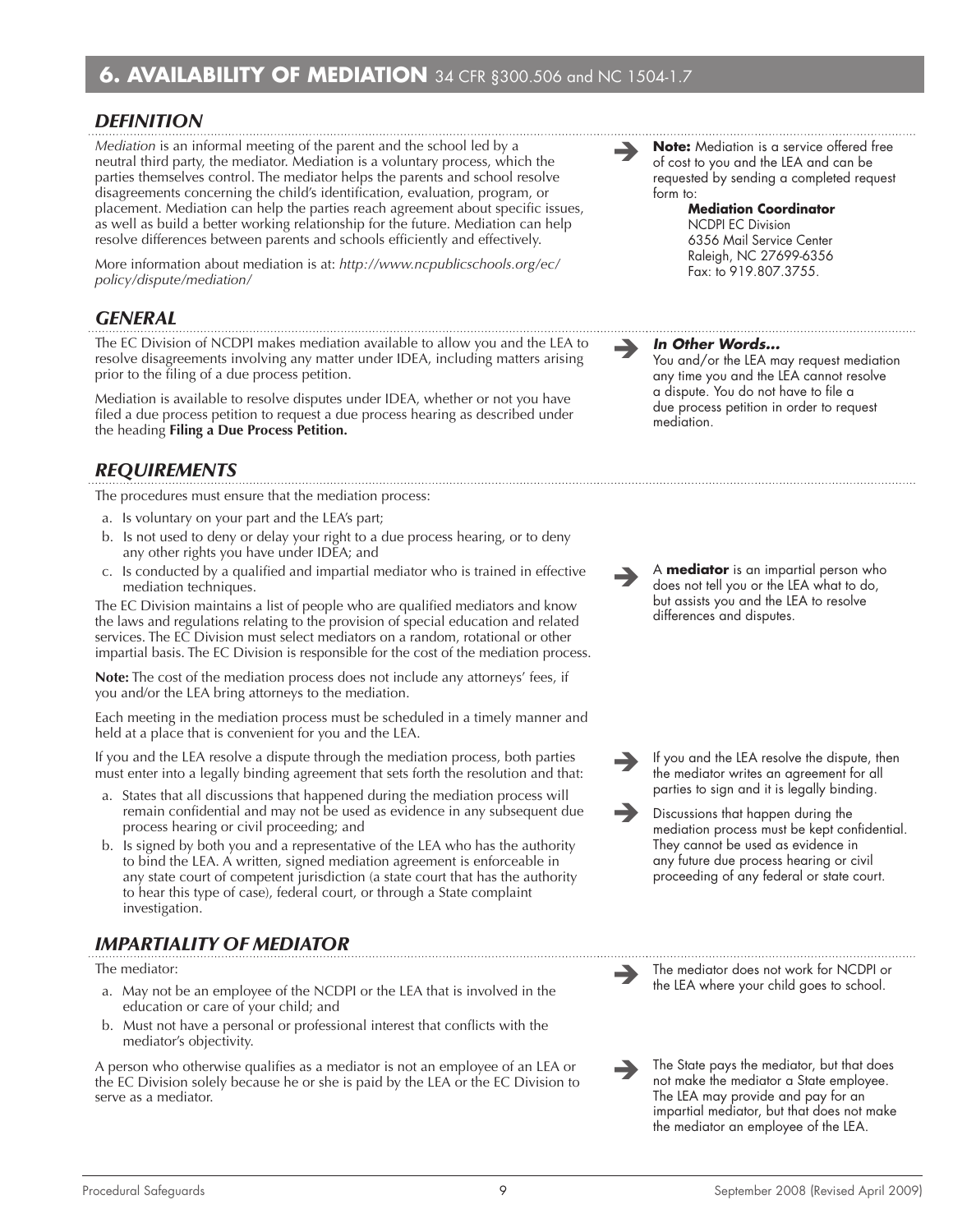## 6. AVAILABILITY OF MEDIATION 34 CFR §300.506 and NC 1504-1.7

### *DEFINITION*

*Mediation* is an informal meeting of the parent and the school led by a neutral third party, the mediator. Mediation is a voluntary process, which the parties themselves control. The mediator helps the parents and school resolve disagreements concerning the child's identification, evaluation, program, or placement. Mediation can help the parties reach agreement about specific issues, as well as build a better working relationship for the future. Mediation can help resolve differences between parents and schools efficiently and effectively.

More information about mediation is at: *http://www.ncpublicschools.org/ec/policy/dispute/mediation/*

➔ **Note:** Mediation is a service offered free of cost to you and the LEA and can be requested by sending a completed request form to:

**Mediation Coordinator**
NCDPI EC Division
6356 Mail Service Center
Raleigh, NC 27699-6356
Fax: to 919.807.3755.

### *GENERAL*

The EC Division of NCDPI makes mediation available to allow you and the LEA to resolve disagreements involving any matter under IDEA, including matters arising prior to the filing of a due process petition.

Mediation is available to resolve disputes under IDEA, whether or not you have filed a due process petition to request a due process hearing as described under the heading **Filing a Due Process Petition.**

➔ ***In Other Words...***
You and/or the LEA may request mediation any time you and the LEA cannot resolve a dispute. You do not have to file a due process petition in order to request mediation.

### *REQUIREMENTS*

The procedures must ensure that the mediation process:

a. Is voluntary on your part and the LEA's part;
b. Is not used to deny or delay your right to a due process hearing, or to deny any other rights you have under IDEA; and
c. Is conducted by a qualified and impartial mediator who is trained in effective mediation techniques.

➔ A **mediator** is an impartial person who does not tell you or the LEA what to do, but assists you and the LEA to resolve differences and disputes.

The EC Division maintains a list of people who are qualified mediators and know the laws and regulations relating to the provision of special education and related services. The EC Division must select mediators on a random, rotational or other impartial basis. The EC Division is responsible for the cost of the mediation process.

**Note:** The cost of the mediation process does not include any attorneys' fees, if you and/or the LEA bring attorneys to the mediation.

Each meeting in the mediation process must be scheduled in a timely manner and held at a place that is convenient for you and the LEA.

If you and the LEA resolve a dispute through the mediation process, both parties must enter into a legally binding agreement that sets forth the resolution and that:

a. States that all discussions that happened during the mediation process will remain confidential and may not be used as evidence in any subsequent due process hearing or civil proceeding; and
b. Is signed by both you and a representative of the LEA who has the authority to bind the LEA. A written, signed mediation agreement is enforceable in any state court of competent jurisdiction (a state court that has the authority to hear this type of case), federal court, or through a State complaint investigation.

➔ If you and the LEA resolve the dispute, then the mediator writes an agreement for all parties to sign and it is legally binding.

➔ Discussions that happen during the mediation process must be kept confidential. They cannot be used as evidence in any future due process hearing or civil proceeding of any federal or state court.

### *IMPARTIALITY OF MEDIATOR*

The mediator:

a. May not be an employee of the NCDPI or the LEA that is involved in the education or care of your child; and
b. Must not have a personal or professional interest that conflicts with the mediator's objectivity.

➔ The mediator does not work for NCDPI or the LEA where your child goes to school.

A person who otherwise qualifies as a mediator is not an employee of an LEA or the EC Division solely because he or she is paid by the LEA or the EC Division to serve as a mediator.

➔ The State pays the mediator, but that does not make the mediator a State employee. The LEA may provide and pay for an impartial mediator, but that does not make the mediator an employee of the LEA.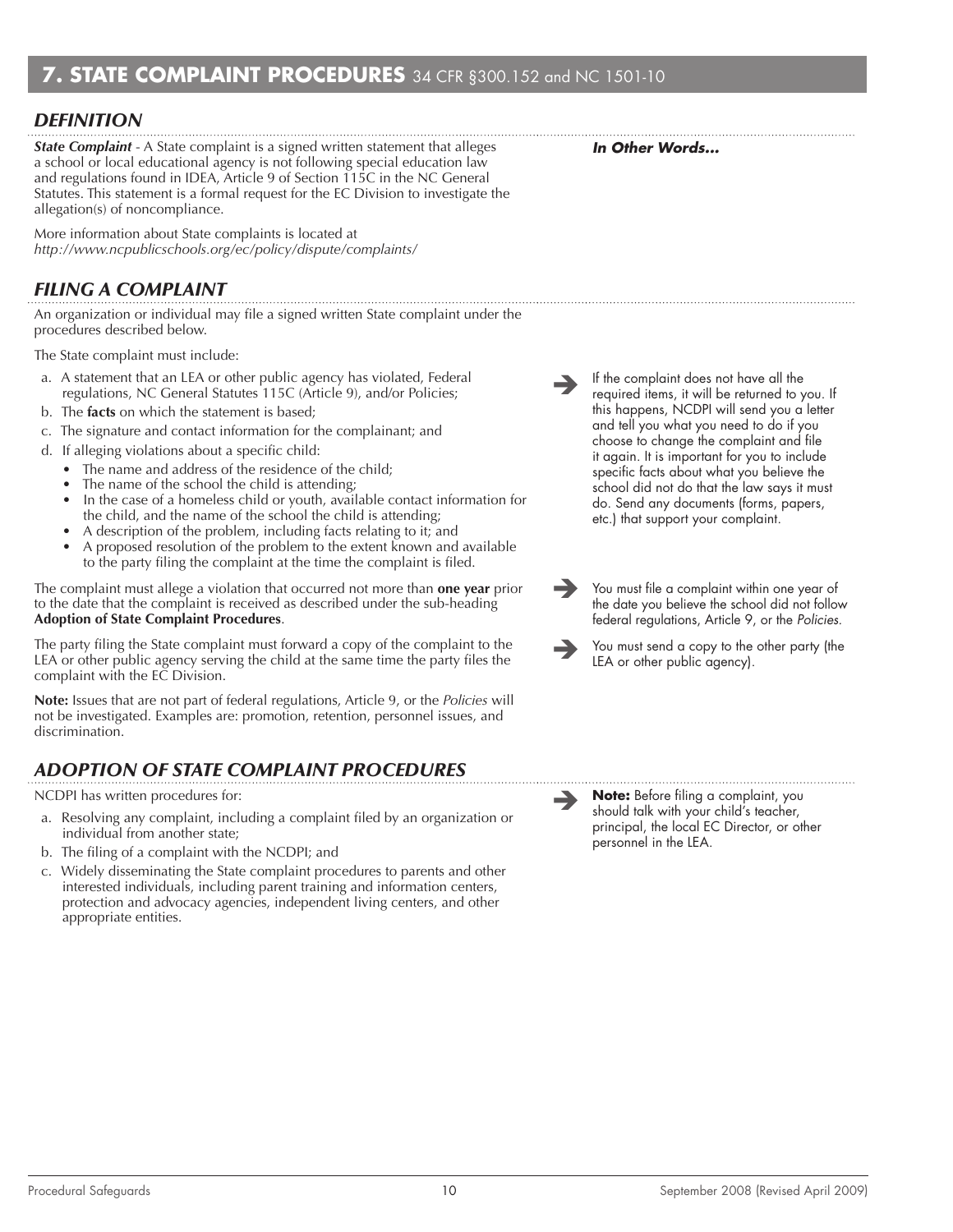## 7. STATE COMPLAINT PROCEDURES 34 CFR §300.152 and NC 1501-10

### DEFINITION

***In Other Words...***

***State Complaint*** - A State complaint is a signed written statement that alleges a school or local educational agency is not following special education law and regulations found in IDEA, Article 9 of Section 115C in the NC General Statutes. This statement is a formal request for the EC Division to investigate the allegation(s) of noncompliance.

More information about State complaints is located at *http://www.ncpublicschools.org/ec/policy/dispute/complaints/*

### FILING A COMPLAINT

An organization or individual may file a signed written State complaint under the procedures described below.

The State complaint must include:

a. A statement that an LEA or other public agency has violated, Federal regulations, NC General Statutes 115C (Article 9), and/or Policies;
b. The **facts** on which the statement is based;
c. The signature and contact information for the complainant; and
d. If alleging violations about a specific child:
   - The name and address of the residence of the child;
   - The name of the school the child is attending;
   - In the case of a homeless child or youth, available contact information for the child, and the name of the school the child is attending;
   - A description of the problem, including facts relating to it; and
   - A proposed resolution of the problem to the extent known and available to the party filing the complaint at the time the complaint is filed.

➔ If the complaint does not have all the required items, it will be returned to you. If this happens, NCDPI will send you a letter and tell you what you need to do if you choose to change the complaint and file it again. It is important for you to include specific facts about what you believe the school did not do that the law says it must do. Send any documents (forms, papers, etc.) that support your complaint.

The complaint must allege a violation that occurred not more than **one year** prior to the date that the complaint is received as described under the sub-heading **Adoption of State Complaint Procedures**.

➔ You must file a complaint within one year of the date you believe the school did not follow federal regulations, Article 9, or the *Policies.*

The party filing the State complaint must forward a copy of the complaint to the LEA or other public agency serving the child at the same time the party files the complaint with the EC Division.

➔ You must send a copy to the other party (the LEA or other public agency).

**Note:** Issues that are not part of federal regulations, Article 9, or the *Policies* will not be investigated. Examples are: promotion, retention, personnel issues, and discrimination.

### ADOPTION OF STATE COMPLAINT PROCEDURES

NCDPI has written procedures for:

a. Resolving any complaint, including a complaint filed by an organization or individual from another state;
b. The filing of a complaint with the NCDPI; and
c. Widely disseminating the State complaint procedures to parents and other interested individuals, including parent training and information centers, protection and advocacy agencies, independent living centers, and other appropriate entities.

➔ **Note:** Before filing a complaint, you should talk with your child's teacher, principal, the local EC Director, or other personnel in the LEA.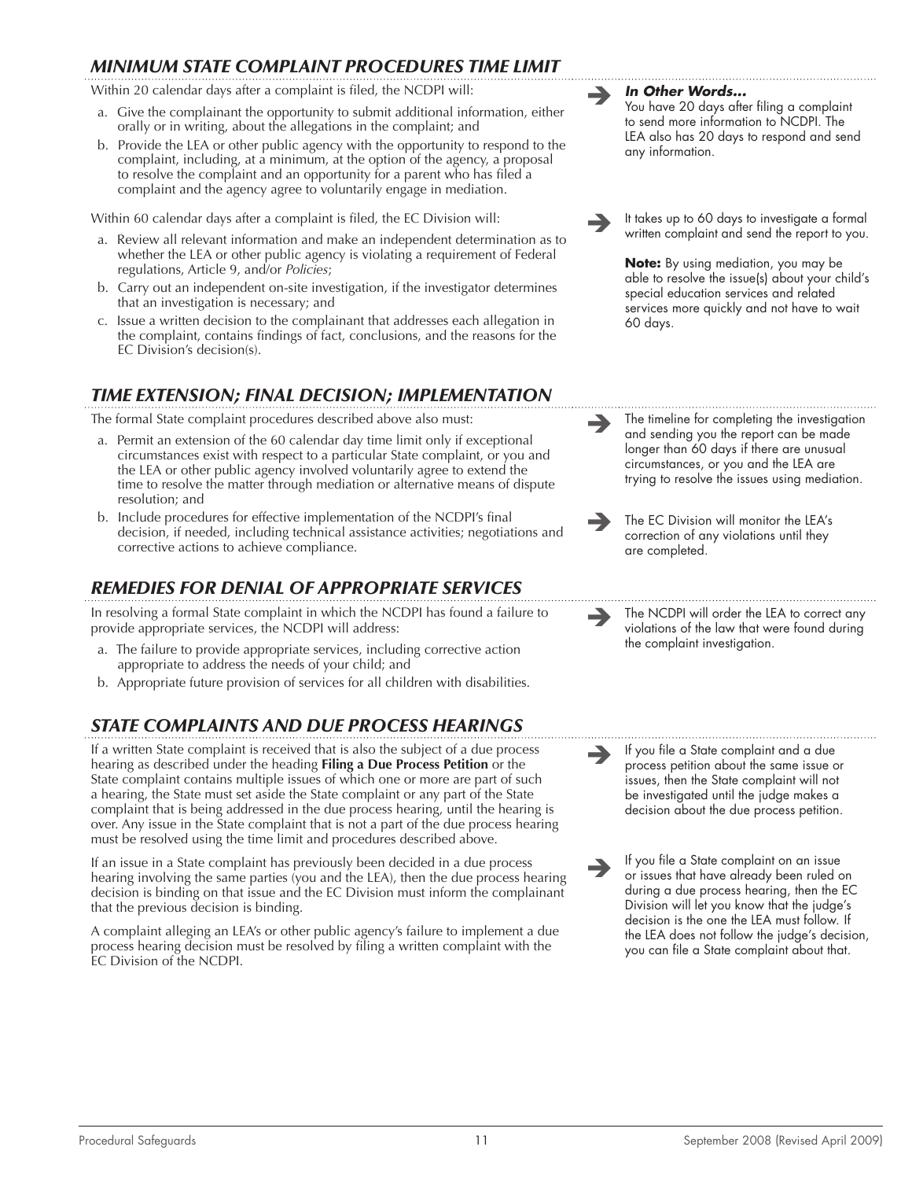## *MINIMUM STATE COMPLAINT PROCEDURES TIME LIMIT*

Within 20 calendar days after a complaint is filed, the NCDPI will:

a. Give the complainant the opportunity to submit additional information, either orally or in writing, about the allegations in the complaint; and

b. Provide the LEA or other public agency with the opportunity to respond to the complaint, including, at a minimum, at the option of the agency, a proposal to resolve the complaint and an opportunity for a parent who has filed a complaint and the agency agree to voluntarily engage in mediation.

➔ ***In Other Words…***
You have 20 days after filing a complaint to send more information to NCDPI. The LEA also has 20 days to respond and send any information.

Within 60 calendar days after a complaint is filed, the EC Division will:

a. Review all relevant information and make an independent determination as to whether the LEA or other public agency is violating a requirement of Federal regulations, Article 9, and/or *Policies*;

b. Carry out an independent on-site investigation, if the investigator determines that an investigation is necessary; and

c. Issue a written decision to the complainant that addresses each allegation in the complaint, contains findings of fact, conclusions, and the reasons for the EC Division's decision(s).

➔ It takes up to 60 days to investigate a formal written complaint and send the report to you.

**Note:** By using mediation, you may be able to resolve the issue(s) about your child's special education services and related services more quickly and not have to wait 60 days.

## *TIME EXTENSION; FINAL DECISION; IMPLEMENTATION*

The formal State complaint procedures described above also must:

a. Permit an extension of the 60 calendar day time limit only if exceptional circumstances exist with respect to a particular State complaint, or you and the LEA or other public agency involved voluntarily agree to extend the time to resolve the matter through mediation or alternative means of dispute resolution; and

b. Include procedures for effective implementation of the NCDPI's final decision, if needed, including technical assistance activities; negotiations and corrective actions to achieve compliance.

➔ The timeline for completing the investigation and sending you the report can be made longer than 60 days if there are unusual circumstances, or you and the LEA are trying to resolve the issues using mediation.

➔ The EC Division will monitor the LEA's correction of any violations until they are completed.

## *REMEDIES FOR DENIAL OF APPROPRIATE SERVICES*

In resolving a formal State complaint in which the NCDPI has found a failure to provide appropriate services, the NCDPI will address:

a. The failure to provide appropriate services, including corrective action appropriate to address the needs of your child; and

b. Appropriate future provision of services for all children with disabilities.

➔ The NCDPI will order the LEA to correct any violations of the law that were found during the complaint investigation.

## *STATE COMPLAINTS AND DUE PROCESS HEARINGS*

If a written State complaint is received that is also the subject of a due process hearing as described under the heading **Filing a Due Process Petition** or the State complaint contains multiple issues of which one or more are part of such a hearing, the State must set aside the State complaint or any part of the State complaint that is being addressed in the due process hearing, until the hearing is over. Any issue in the State complaint that is not a part of the due process hearing must be resolved using the time limit and procedures described above.

➔ If you file a State complaint and a due process petition about the same issue or issues, then the State complaint will not be investigated until the judge makes a decision about the due process petition.

If an issue in a State complaint has previously been decided in a due process hearing involving the same parties (you and the LEA), then the due process hearing decision is binding on that issue and the EC Division must inform the complainant that the previous decision is binding.

A complaint alleging an LEA's or other public agency's failure to implement a due process hearing decision must be resolved by filing a written complaint with the EC Division of the NCDPI.

➔ If you file a State complaint on an issue or issues that have already been ruled on during a due process hearing, then the EC Division will let you know that the judge's decision is the one the LEA must follow. If the LEA does not follow the judge's decision, you can file a State complaint about that.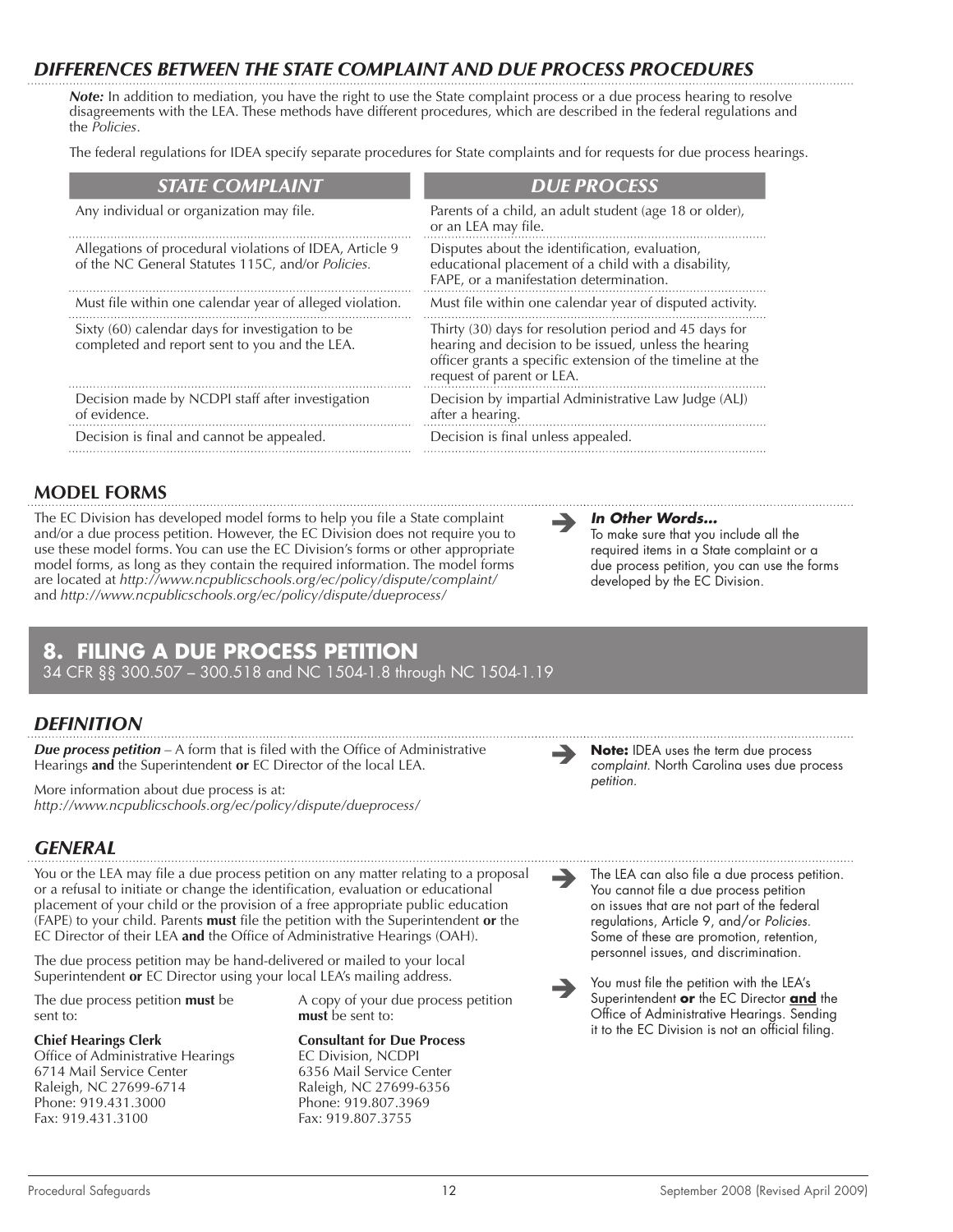## *DIFFERENCES BETWEEN THE STATE COMPLAINT AND DUE PROCESS PROCEDURES*

***Note:*** In addition to mediation, you have the right to use the State complaint process or a due process hearing to resolve disagreements with the LEA. These methods have different procedures, which are described in the federal regulations and the *Policies*.

The federal regulations for IDEA specify separate procedures for State complaints and for requests for due process hearings.

| *STATE COMPLAINT* | *DUE PROCESS* |
|---|---|
| Any individual or organization may file. | Parents of a child, an adult student (age 18 or older), or an LEA may file. |
| Allegations of procedural violations of IDEA, Article 9 of the NC General Statutes 115C, and/or *Policies.* | Disputes about the identification, evaluation, educational placement of a child with a disability, FAPE, or a manifestation determination. |
| Must file within one calendar year of alleged violation. | Must file within one calendar year of disputed activity. |
| Sixty (60) calendar days for investigation to be completed and report sent to you and the LEA. | Thirty (30) days for resolution period and 45 days for hearing and decision to be issued, unless the hearing officer grants a specific extension of the timeline at the request of parent or LEA. |
| Decision made by NCDPI staff after investigation of evidence. | Decision by impartial Administrative Law Judge (ALJ) after a hearing. |
| Decision is final and cannot be appealed. | Decision is final unless appealed. |

## MODEL FORMS

The EC Division has developed model forms to help you file a State complaint and/or a due process petition. However, the EC Division does not require you to use these model forms. You can use the EC Division's forms or other appropriate model forms, as long as they contain the required information. The model forms are located at *http://www.ncpublicschools.org/ec/policy/dispute/complaint/* and *http://www.ncpublicschools.org/ec/policy/dispute/dueprocess/*

➔ ***In Other Words...***
To make sure that you include all the required items in a State complaint or a due process petition, you can use the forms developed by the EC Division.

# 8. FILING A DUE PROCESS PETITION

34 CFR §§ 300.507 – 300.518 and NC 1504-1.8 through NC 1504-1.19

## *DEFINITION*

***Due process petition*** – A form that is filed with the Office of Administrative Hearings **and** the Superintendent **or** EC Director of the local LEA.

More information about due process is at:
*http://www.ncpublicschools.org/ec/policy/dispute/dueprocess/*

➔ **Note:** IDEA uses the term due process *complaint.* North Carolina uses due process *petition.*

## *GENERAL*

You or the LEA may file a due process petition on any matter relating to a proposal or a refusal to initiate or change the identification, evaluation or educational placement of your child or the provision of a free appropriate public education (FAPE) to your child. Parents **must** file the petition with the Superintendent **or** the EC Director of their LEA **and** the Office of Administrative Hearings (OAH).

The due process petition may be hand-delivered or mailed to your local Superintendent **or** EC Director using your local LEA's mailing address.

The due process petition **must** be sent to:

**Chief Hearings Clerk**
Office of Administrative Hearings
6714 Mail Service Center
Raleigh, NC 27699-6714
Phone: 919.431.3000
Fax: 919.431.3100

A copy of your due process petition **must** be sent to:

**Consultant for Due Process**
EC Division, NCDPI
6356 Mail Service Center
Raleigh, NC 27699-6356
Phone: 919.807.3969
Fax: 919.807.3755

➔ The LEA can also file a due process petition. You cannot file a due process petition on issues that are not part of the federal regulations, Article 9, and/or *Policies.* Some of these are promotion, retention, personnel issues, and discrimination.

➔ You must file the petition with the LEA's Superintendent **or** the EC Director ***and*** the Office of Administrative Hearings. Sending it to the EC Division is not an official filing.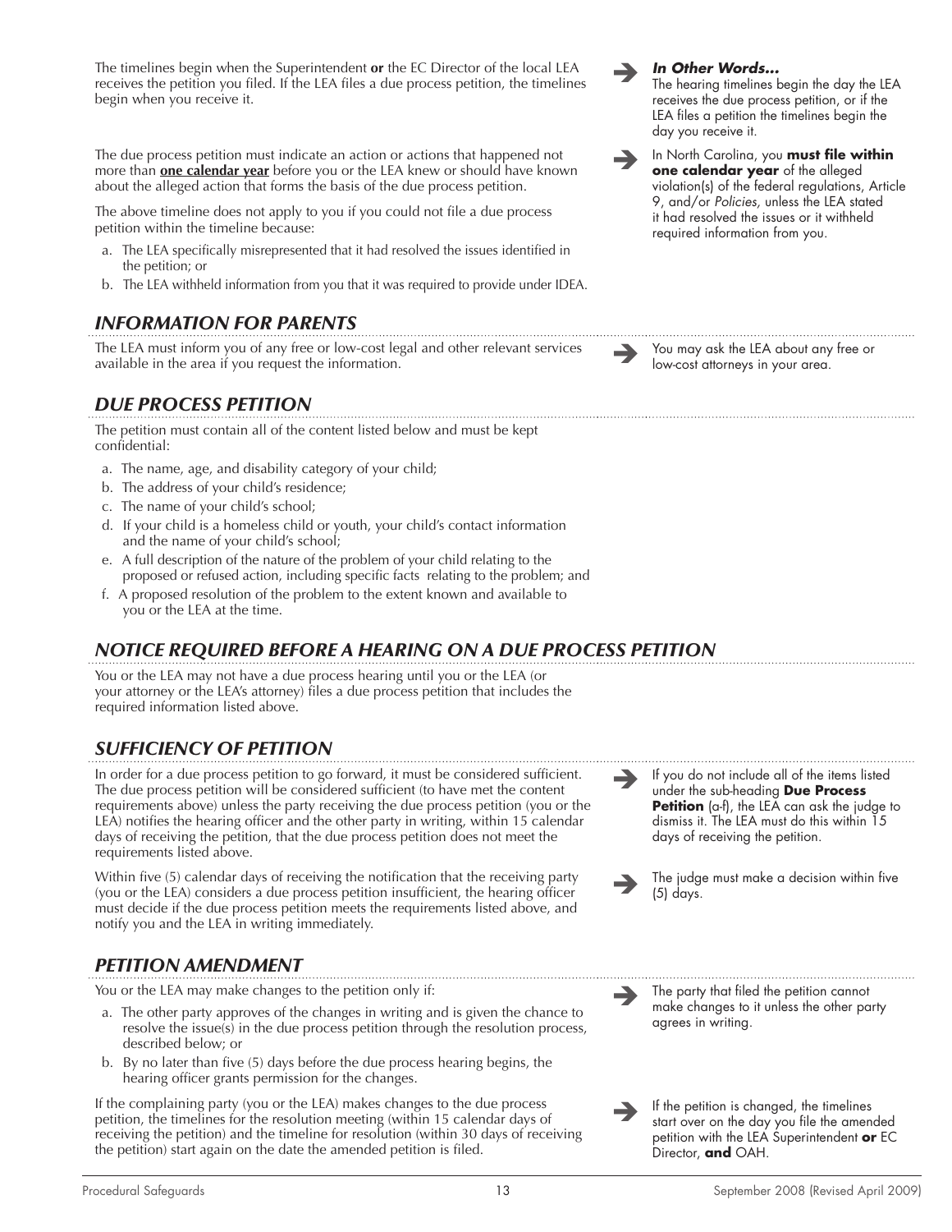The timelines begin when the Superintendent **or** the EC Director of the local LEA receives the petition you filed. If the LEA files a due process petition, the timelines begin when you receive it.

> ***In Other Words...***
> The hearing timelines begin the day the LEA receives the due process petition, or if the LEA files a petition the timelines begin the day you receive it.

The due process petition must indicate an action or actions that happened not more than **one calendar year** before you or the LEA knew or should have known about the alleged action that forms the basis of the due process petition.

The above timeline does not apply to you if you could not file a due process petition within the timeline because:

a. The LEA specifically misrepresented that it had resolved the issues identified in the petition; or
b. The LEA withheld information from you that it was required to provide under IDEA.

> In North Carolina, you **must file within one calendar year** of the alleged violation(s) of the federal regulations, Article 9, and/or *Policies*, unless the LEA stated it had resolved the issues or it withheld required information from you.

## *INFORMATION FOR PARENTS*

The LEA must inform you of any free or low-cost legal and other relevant services available in the area if you request the information.

> You may ask the LEA about any free or low-cost attorneys in your area.

## *DUE PROCESS PETITION*

The petition must contain all of the content listed below and must be kept confidential:

a. The name, age, and disability category of your child;
b. The address of your child's residence;
c. The name of your child's school;
d. If your child is a homeless child or youth, your child's contact information and the name of your child's school;
e. A full description of the nature of the problem of your child relating to the proposed or refused action, including specific facts relating to the problem; and
f. A proposed resolution of the problem to the extent known and available to you or the LEA at the time.

## *NOTICE REQUIRED BEFORE A HEARING ON A DUE PROCESS PETITION*

You or the LEA may not have a due process hearing until you or the LEA (or your attorney or the LEA's attorney) files a due process petition that includes the required information listed above.

## *SUFFICIENCY OF PETITION*

In order for a due process petition to go forward, it must be considered sufficient. The due process petition will be considered sufficient (to have met the content requirements above) unless the party receiving the due process petition (you or the LEA) notifies the hearing officer and the other party in writing, within 15 calendar days of receiving the petition, that the due process petition does not meet the requirements listed above.

> If you do not include all of the items listed under the sub-heading **Due Process Petition** (a-f), the LEA can ask the judge to dismiss it. The LEA must do this within 15 days of receiving the petition.

Within five (5) calendar days of receiving the notification that the receiving party (you or the LEA) considers a due process petition insufficient, the hearing officer must decide if the due process petition meets the requirements listed above, and notify you and the LEA in writing immediately.

> The judge must make a decision within five (5) days.

## *PETITION AMENDMENT*

You or the LEA may make changes to the petition only if:

a. The other party approves of the changes in writing and is given the chance to resolve the issue(s) in the due process petition through the resolution process, described below; or
b. By no later than five (5) days before the due process hearing begins, the hearing officer grants permission for the changes.

> The party that filed the petition cannot make changes to it unless the other party agrees in writing.

If the complaining party (you or the LEA) makes changes to the due process petition, the timelines for the resolution meeting (within 15 calendar days of receiving the petition) and the timeline for resolution (within 30 days of receiving the petition) start again on the date the amended petition is filed.

> If the petition is changed, the timelines start over on the day you file the amended petition with the LEA Superintendent **or** EC Director, **and** OAH.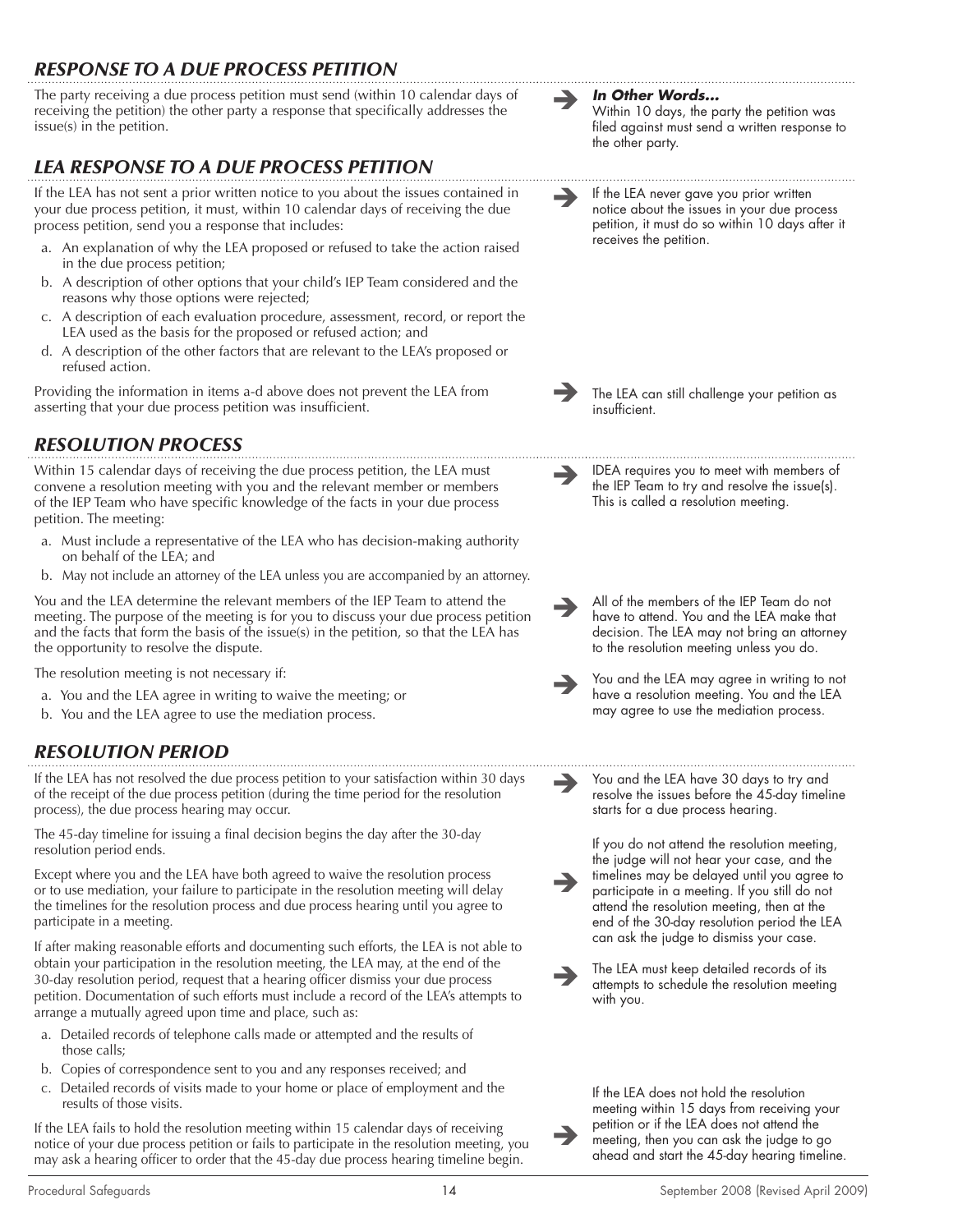## *RESPONSE TO A DUE PROCESS PETITION*

The party receiving a due process petition must send (within 10 calendar days of receiving the petition) the other party a response that specifically addresses the issue(s) in the petition.

> ***In Other Words...***
> Within 10 days, the party the petition was filed against must send a written response to the other party.

## *LEA RESPONSE TO A DUE PROCESS PETITION*

If the LEA has not sent a prior written notice to you about the issues contained in your due process petition, it must, within 10 calendar days of receiving the due process petition, send you a response that includes:

a. An explanation of why the LEA proposed or refused to take the action raised in the due process petition;
b. A description of other options that your child's IEP Team considered and the reasons why those options were rejected;
c. A description of each evaluation procedure, assessment, record, or report the LEA used as the basis for the proposed or refused action; and
d. A description of the other factors that are relevant to the LEA's proposed or refused action.

> If the LEA never gave you prior written notice about the issues in your due process petition, it must do so within 10 days after it receives the petition.

Providing the information in items a-d above does not prevent the LEA from asserting that your due process petition was insufficient.

> The LEA can still challenge your petition as insufficient.

## *RESOLUTION PROCESS*

Within 15 calendar days of receiving the due process petition, the LEA must convene a resolution meeting with you and the relevant member or members of the IEP Team who have specific knowledge of the facts in your due process petition. The meeting:

a. Must include a representative of the LEA who has decision-making authority on behalf of the LEA; and
b. May not include an attorney of the LEA unless you are accompanied by an attorney.

> IDEA requires you to meet with members of the IEP Team to try and resolve the issue(s). This is called a resolution meeting.

You and the LEA determine the relevant members of the IEP Team to attend the meeting. The purpose of the meeting is for you to discuss your due process petition and the facts that form the basis of the issue(s) in the petition, so that the LEA has the opportunity to resolve the dispute.

> All of the members of the IEP Team do not have to attend. You and the LEA make that decision. The LEA may not bring an attorney to the resolution meeting unless you do.

The resolution meeting is not necessary if:

a. You and the LEA agree in writing to waive the meeting; or
b. You and the LEA agree to use the mediation process.

> You and the LEA may agree in writing to not have a resolution meeting. You and the LEA may agree to use the mediation process.

## *RESOLUTION PERIOD*

If the LEA has not resolved the due process petition to your satisfaction within 30 days of the receipt of the due process petition (during the time period for the resolution process), the due process hearing may occur.

> You and the LEA have 30 days to try and resolve the issues before the 45-day timeline starts for a due process hearing.

The 45-day timeline for issuing a final decision begins the day after the 30-day resolution period ends.

Except where you and the LEA have both agreed to waive the resolution process or to use mediation, your failure to participate in the resolution meeting will delay the timelines for the resolution process and due process hearing until you agree to participate in a meeting.

> If you do not attend the resolution meeting, the judge will not hear your case, and the timelines may be delayed until you agree to participate in a meeting. If you still do not attend the resolution meeting, then at the end of the 30-day resolution period the LEA can ask the judge to dismiss your case.

If after making reasonable efforts and documenting such efforts, the LEA is not able to obtain your participation in the resolution meeting, the LEA may, at the end of the 30-day resolution period, request that a hearing officer dismiss your due process petition. Documentation of such efforts must include a record of the LEA's attempts to arrange a mutually agreed upon time and place, such as:

a. Detailed records of telephone calls made or attempted and the results of those calls;
b. Copies of correspondence sent to you and any responses received; and
c. Detailed records of visits made to your home or place of employment and the results of those visits.

> The LEA must keep detailed records of its attempts to schedule the resolution meeting with you.

If the LEA fails to hold the resolution meeting within 15 calendar days of receiving notice of your due process petition or fails to participate in the resolution meeting, you may ask a hearing officer to order that the 45-day due process hearing timeline begin.

> If the LEA does not hold the resolution meeting within 15 days from receiving your petition or if the LEA does not attend the meeting, then you can ask the judge to go ahead and start the 45-day hearing timeline.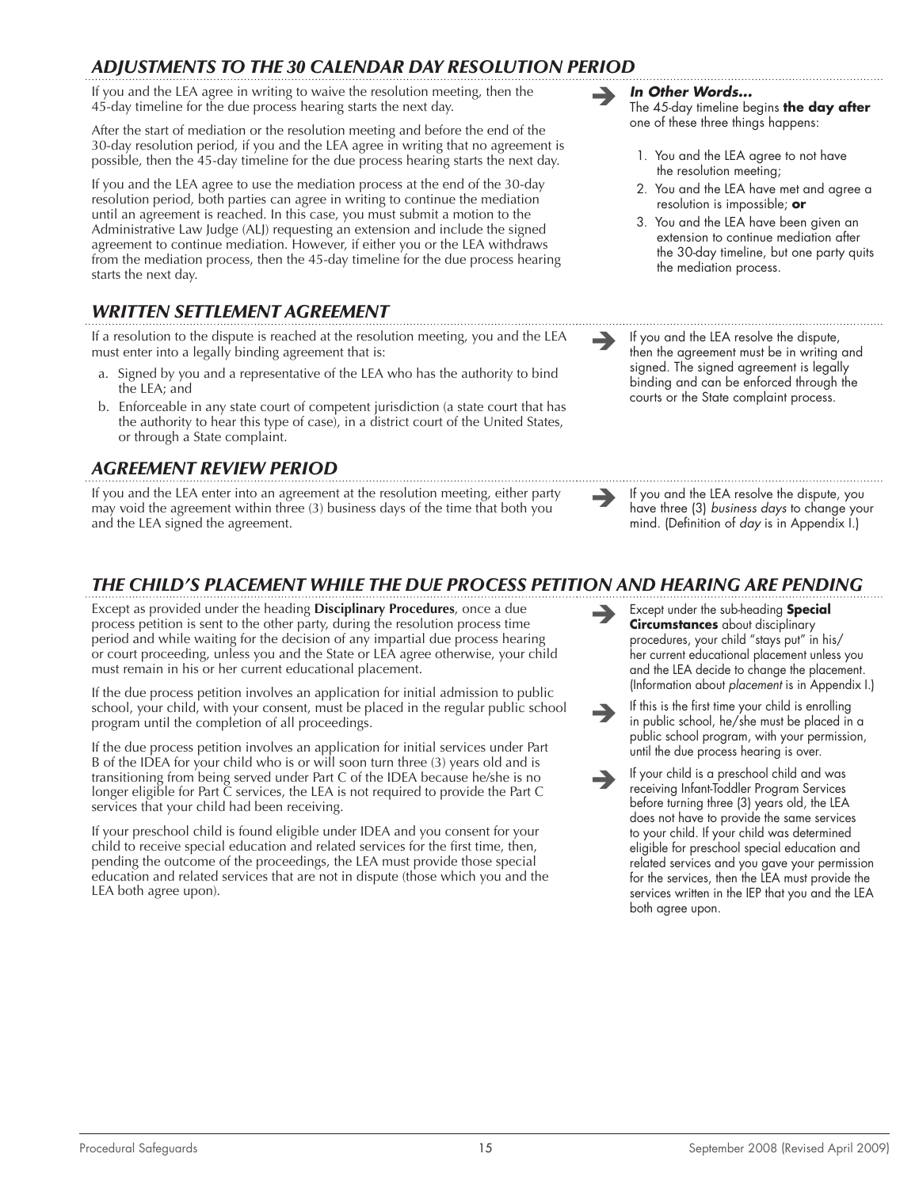## ADJUSTMENTS TO THE 30 CALENDAR DAY RESOLUTION PERIOD

If you and the LEA agree in writing to waive the resolution meeting, then the 45-day timeline for the due process hearing starts the next day.

After the start of mediation or the resolution meeting and before the end of the 30-day resolution period, if you and the LEA agree in writing that no agreement is possible, then the 45-day timeline for the due process hearing starts the next day.

If you and the LEA agree to use the mediation process at the end of the 30-day resolution period, both parties can agree in writing to continue the mediation until an agreement is reached. In this case, you must submit a motion to the Administrative Law Judge (ALJ) requesting an extension and include the signed agreement to continue mediation. However, if either you or the LEA withdraws from the mediation process, then the 45-day timeline for the due process hearing starts the next day.

➔ ***In Other Words...***
The 45-day timeline begins **the day after** one of these three things happens:

1. You and the LEA agree to not have the resolution meeting;
2. You and the LEA have met and agree a resolution is impossible; **or**
3. You and the LEA have been given an extension to continue mediation after the 30-day timeline, but one party quits the mediation process.

## WRITTEN SETTLEMENT AGREEMENT

If a resolution to the dispute is reached at the resolution meeting, you and the LEA must enter into a legally binding agreement that is:

a. Signed by you and a representative of the LEA who has the authority to bind the LEA; and
b. Enforceable in any state court of competent jurisdiction (a state court that has the authority to hear this type of case), in a district court of the United States, or through a State complaint.

➔ If you and the LEA resolve the dispute, then the agreement must be in writing and signed. The signed agreement is legally binding and can be enforced through the courts or the State complaint process.

## AGREEMENT REVIEW PERIOD

If you and the LEA enter into an agreement at the resolution meeting, either party may void the agreement within three (3) business days of the time that both you and the LEA signed the agreement.

➔ If you and the LEA resolve the dispute, you have three (3) *business days* to change your mind. (Definition of *day* is in Appendix I.)

## THE CHILD'S PLACEMENT WHILE THE DUE PROCESS PETITION AND HEARING ARE PENDING

Except as provided under the heading **Disciplinary Procedures**, once a due process petition is sent to the other party, during the resolution process time period and while waiting for the decision of any impartial due process hearing or court proceeding, unless you and the State or LEA agree otherwise, your child must remain in his or her current educational placement.

➔ Except under the sub-heading **Special Circumstances** about disciplinary procedures, your child "stays put" in his/her current educational placement unless you and the LEA decide to change the placement. (Information about *placement* is in Appendix I.)

If the due process petition involves an application for initial admission to public school, your child, with your consent, must be placed in the regular public school program until the completion of all proceedings.

➔ If this is the first time your child is enrolling in public school, he/she must be placed in a public school program, with your permission, until the due process hearing is over.

If the due process petition involves an application for initial services under Part B of the IDEA for your child who is or will soon turn three (3) years old and is transitioning from being served under Part C of the IDEA because he/she is no longer eligible for Part C services, the LEA is not required to provide the Part C services that your child had been receiving.

If your preschool child is found eligible under IDEA and you consent for your child to receive special education and related services for the first time, then, pending the outcome of the proceedings, the LEA must provide those special education and related services that are not in dispute (those which you and the LEA both agree upon).

➔ If your child is a preschool child and was receiving Infant-Toddler Program Services before turning three (3) years old, the LEA does not have to provide the same services to your child. If your child was determined eligible for preschool special education and related services and you gave your permission for the services, then the LEA must provide the services written in the IEP that you and the LEA both agree upon.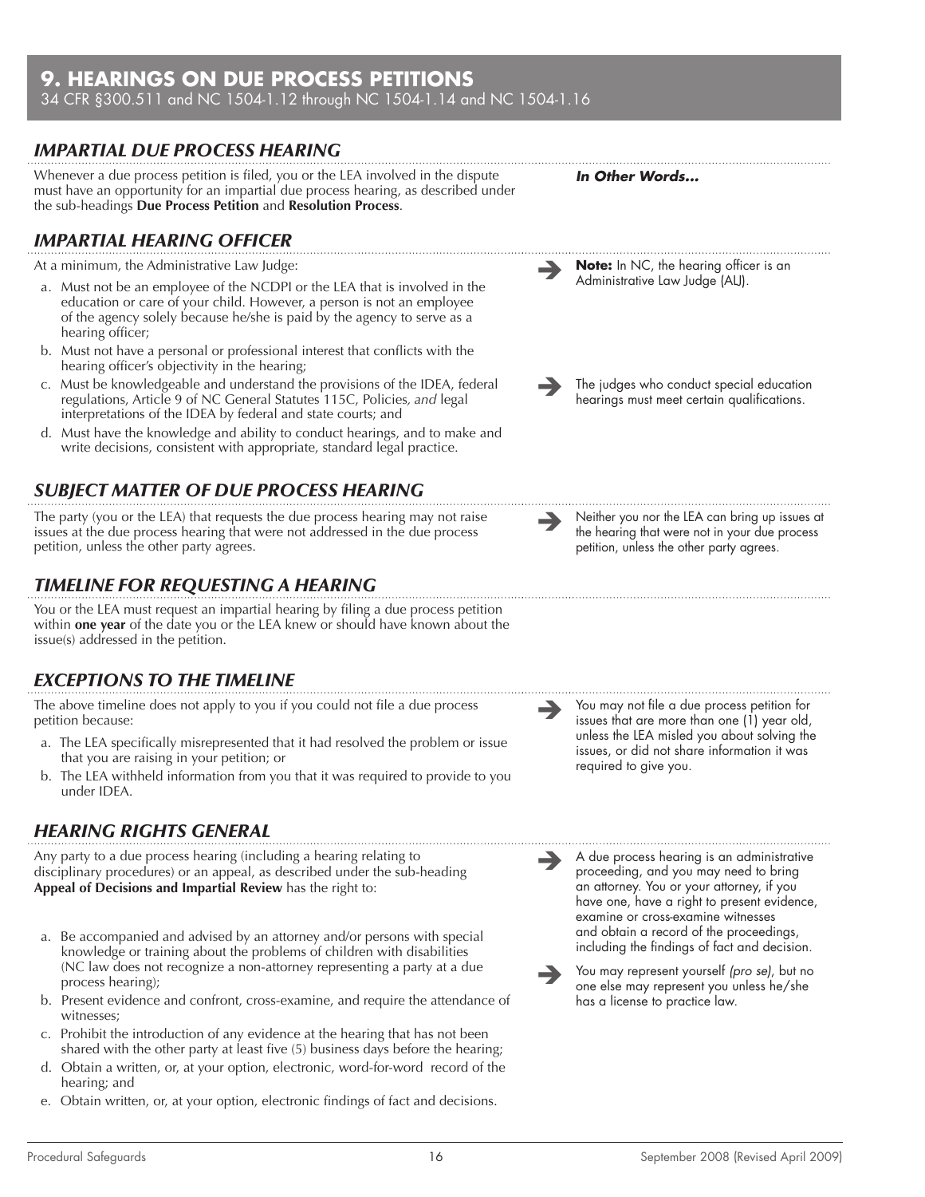## 9. HEARINGS ON DUE PROCESS PETITIONS

34 CFR §300.511 and NC 1504-1.12 through NC 1504-1.14 and NC 1504-1.16

### *IMPARTIAL DUE PROCESS HEARING*

Whenever a due process petition is filed, you or the LEA involved in the dispute must have an opportunity for an impartial due process hearing, as described under the sub-headings **Due Process Petition** and **Resolution Process**.

***In Other Words…***

### *IMPARTIAL HEARING OFFICER*

At a minimum, the Administrative Law Judge:

a. Must not be an employee of the NCDPI or the LEA that is involved in the education or care of your child. However, a person is not an employee of the agency solely because he/she is paid by the agency to serve as a hearing officer;

b. Must not have a personal or professional interest that conflicts with the hearing officer's objectivity in the hearing;

c. Must be knowledgeable and understand the provisions of the IDEA, federal regulations, Article 9 of NC General Statutes 115C, Policies*, and* legal interpretations of the IDEA by federal and state courts; and

d. Must have the knowledge and ability to conduct hearings, and to make and write decisions, consistent with appropriate, standard legal practice.

➔ **Note:** In NC, the hearing officer is an Administrative Law Judge (ALJ).

➔ The judges who conduct special education hearings must meet certain qualifications.

### *SUBJECT MATTER OF DUE PROCESS HEARING*

The party (you or the LEA) that requests the due process hearing may not raise issues at the due process hearing that were not addressed in the due process petition, unless the other party agrees.

➔ Neither you nor the LEA can bring up issues at the hearing that were not in your due process petition, unless the other party agrees.

### *TIMELINE FOR REQUESTING A HEARING*

You or the LEA must request an impartial hearing by filing a due process petition within **one year** of the date you or the LEA knew or should have known about the issue(s) addressed in the petition.

### *EXCEPTIONS TO THE TIMELINE*

The above timeline does not apply to you if you could not file a due process petition because:

a. The LEA specifically misrepresented that it had resolved the problem or issue that you are raising in your petition; or

b. The LEA withheld information from you that it was required to provide to you under IDEA.

➔ You may not file a due process petition for issues that are more than one (1) year old, unless the LEA misled you about solving the issues, or did not share information it was required to give you.

### *HEARING RIGHTS GENERAL*

Any party to a due process hearing (including a hearing relating to disciplinary procedures) or an appeal, as described under the sub-heading **Appeal of Decisions and Impartial Review** has the right to:

a. Be accompanied and advised by an attorney and/or persons with special knowledge or training about the problems of children with disabilities (NC law does not recognize a non-attorney representing a party at a due process hearing);

b. Present evidence and confront, cross-examine, and require the attendance of witnesses;

c. Prohibit the introduction of any evidence at the hearing that has not been shared with the other party at least five (5) business days before the hearing;

d. Obtain a written, or, at your option, electronic, word-for-word record of the hearing; and

e. Obtain written, or, at your option, electronic findings of fact and decisions.

➔ A due process hearing is an administrative proceeding, and you may need to bring an attorney. You or your attorney, if you have one, have a right to present evidence, examine or cross-examine witnesses and obtain a record of the proceedings, including the findings of fact and decision.

➔ You may represent yourself *(pro se)*, but no one else may represent you unless he/she has a license to practice law.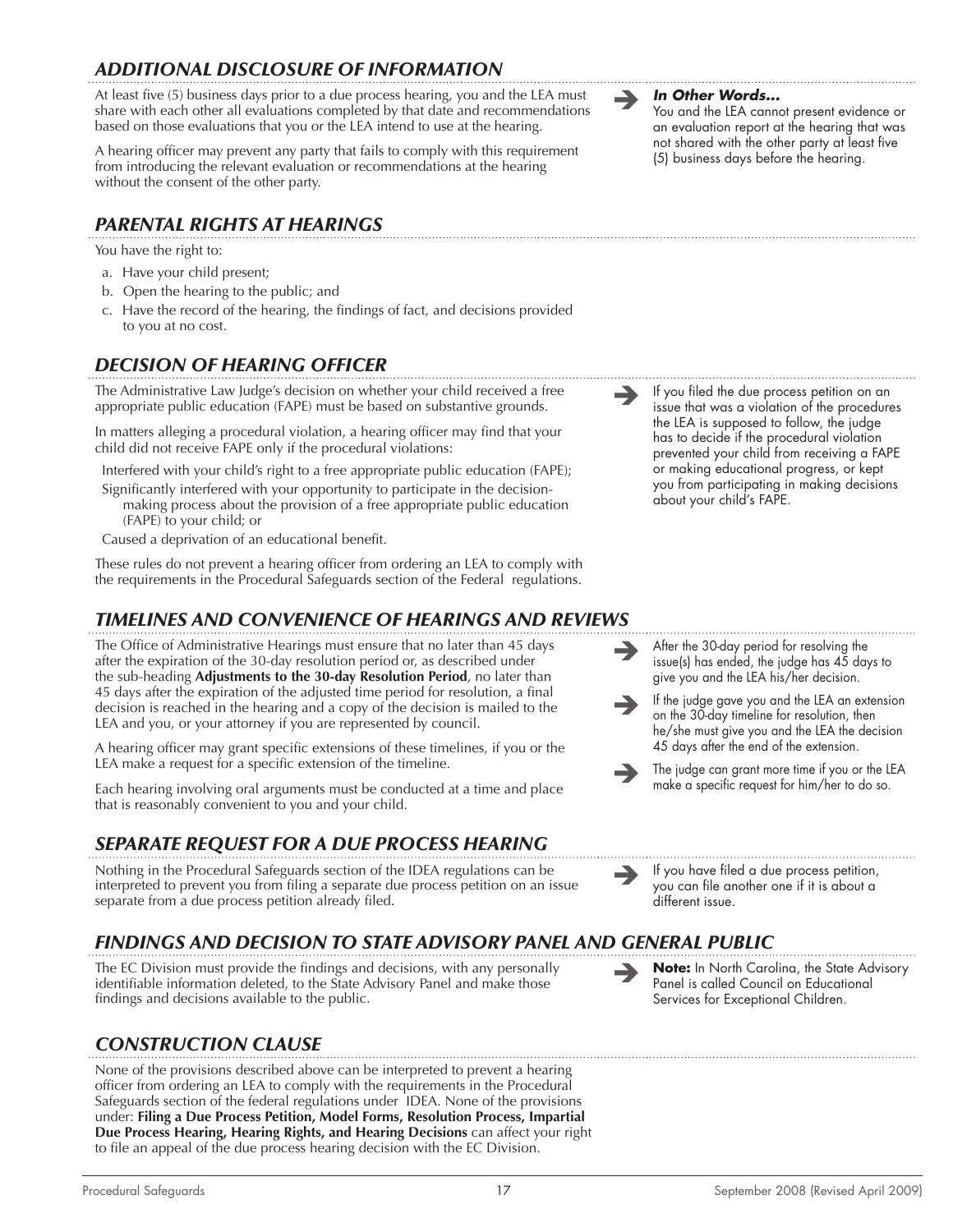## *ADDITIONAL DISCLOSURE OF INFORMATION*

At least five (5) business days prior to a due process hearing, you and the LEA must share with each other all evaluations completed by that date and recommendations based on those evaluations that you or the LEA intend to use at the hearing.

A hearing officer may prevent any party that fails to comply with this requirement from introducing the relevant evaluation or recommendations at the hearing without the consent of the other party.

➔ ***In Other Words...***
You and the LEA cannot present evidence or an evaluation report at the hearing that was not shared with the other party at least five (5) business days before the hearing.

## *PARENTAL RIGHTS AT HEARINGS*

You have the right to:

a. Have your child present;
b. Open the hearing to the public; and
c. Have the record of the hearing, the findings of fact, and decisions provided to you at no cost.

## *DECISION OF HEARING OFFICER*

The Administrative Law Judge's decision on whether your child received a free appropriate public education (FAPE) must be based on substantive grounds.

In matters alleging a procedural violation, a hearing officer may find that your child did not receive FAPE only if the procedural violations:

Interfered with your child's right to a free appropriate public education (FAPE);

Significantly interfered with your opportunity to participate in the decision-making process about the provision of a free appropriate public education (FAPE) to your child; or

Caused a deprivation of an educational benefit.

These rules do not prevent a hearing officer from ordering an LEA to comply with the requirements in the Procedural Safeguards section of the Federal regulations.

➔ If you filed the due process petition on an issue that was a violation of the procedures the LEA is supposed to follow, the judge has to decide if the procedural violation prevented your child from receiving a FAPE or making educational progress, or kept you from participating in making decisions about your child's FAPE.

## *TIMELINES AND CONVENIENCE OF HEARINGS AND REVIEWS*

The Office of Administrative Hearings must ensure that no later than 45 days after the expiration of the 30-day resolution period or, as described under the sub-heading **Adjustments to the 30-day Resolution Period**, no later than 45 days after the expiration of the adjusted time period for resolution, a final decision is reached in the hearing and a copy of the decision is mailed to the LEA and you, or your attorney if you are represented by council.

A hearing officer may grant specific extensions of these timelines, if you or the LEA make a request for a specific extension of the timeline.

Each hearing involving oral arguments must be conducted at a time and place that is reasonably convenient to you and your child.

➔ After the 30-day period for resolving the issue(s) has ended, the judge has 45 days to give you and the LEA his/her decision.

➔ If the judge gave you and the LEA an extension on the 30-day timeline for resolution, then he/she must give you and the LEA the decision 45 days after the end of the extension.

➔ The judge can grant more time if you or the LEA make a specific request for him/her to do so.

## *SEPARATE REQUEST FOR A DUE PROCESS HEARING*

Nothing in the Procedural Safeguards section of the IDEA regulations can be interpreted to prevent you from filing a separate due process petition on an issue separate from a due process petition already filed.

➔ If you have filed a due process petition, you can file another one if it is about a different issue.

## *FINDINGS AND DECISION TO STATE ADVISORY PANEL AND GENERAL PUBLIC*

The EC Division must provide the findings and decisions, with any personally identifiable information deleted, to the State Advisory Panel and make those findings and decisions available to the public.

➔ **Note:** In North Carolina, the State Advisory Panel is called Council on Educational Services for Exceptional Children.

## *CONSTRUCTION CLAUSE*

None of the provisions described above can be interpreted to prevent a hearing officer from ordering an LEA to comply with the requirements in the Procedural Safeguards section of the federal regulations under IDEA. None of the provisions under: **Filing a Due Process Petition, Model Forms, Resolution Process, Impartial Due Process Hearing, Hearing Rights, and Hearing Decisions** can affect your right to file an appeal of the due process hearing decision with the EC Division.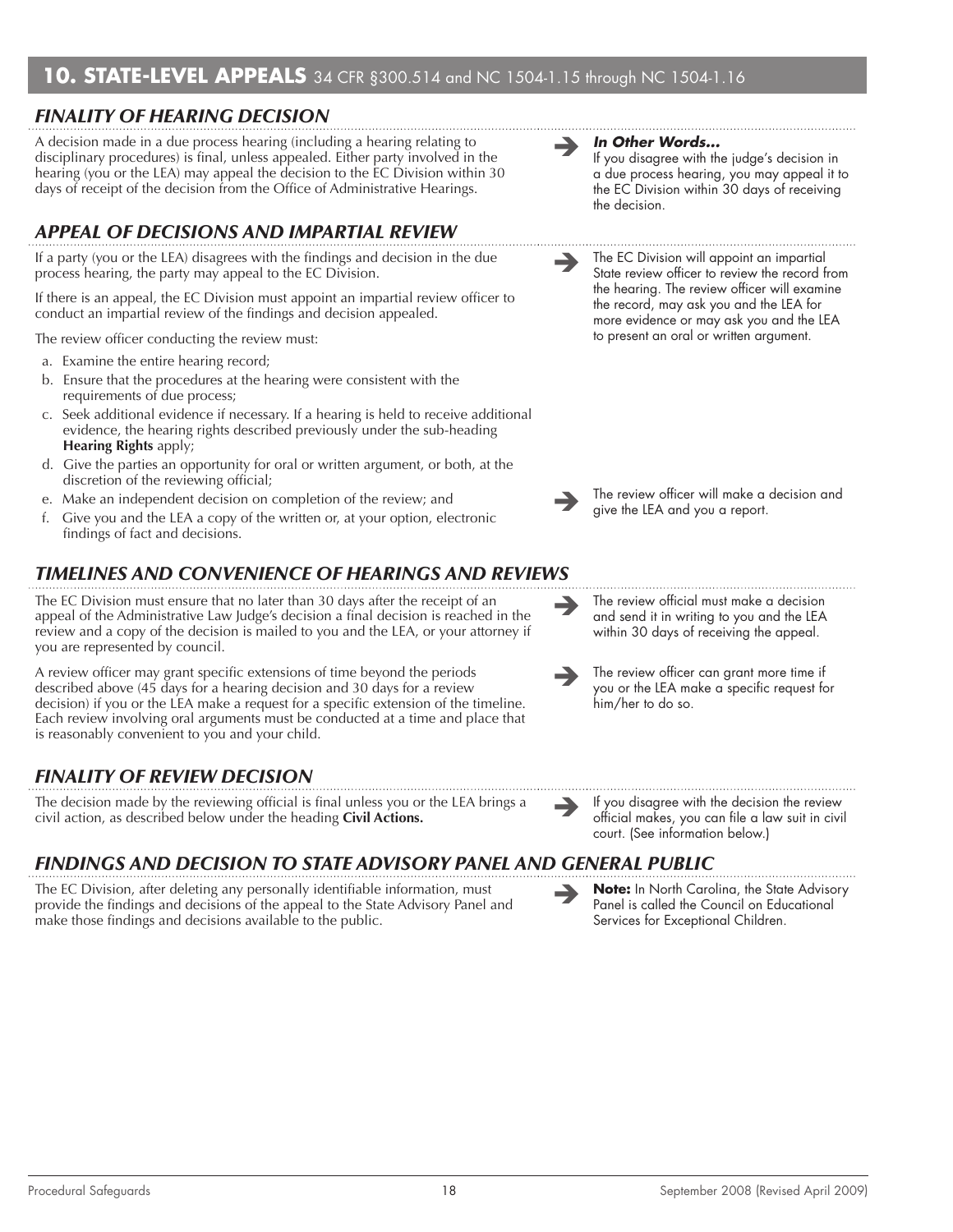# 10. STATE-LEVEL APPEALS 34 CFR §300.514 and NC 1504-1.15 through NC 1504-1.16

## *FINALITY OF HEARING DECISION*

A decision made in a due process hearing (including a hearing relating to disciplinary procedures) is final, unless appealed. Either party involved in the hearing (you or the LEA) may appeal the decision to the EC Division within 30 days of receipt of the decision from the Office of Administrative Hearings.

➔ ***In Other Words…***
If you disagree with the judge's decision in a due process hearing, you may appeal it to the EC Division within 30 days of receiving the decision.

## *APPEAL OF DECISIONS AND IMPARTIAL REVIEW*

If a party (you or the LEA) disagrees with the findings and decision in the due process hearing, the party may appeal to the EC Division.

If there is an appeal, the EC Division must appoint an impartial review officer to conduct an impartial review of the findings and decision appealed.

The review officer conducting the review must:

a. Examine the entire hearing record;
b. Ensure that the procedures at the hearing were consistent with the requirements of due process;
c. Seek additional evidence if necessary. If a hearing is held to receive additional evidence, the hearing rights described previously under the sub-heading **Hearing Rights** apply;
d. Give the parties an opportunity for oral or written argument, or both, at the discretion of the reviewing official;
e. Make an independent decision on completion of the review; and
f. Give you and the LEA a copy of the written or, at your option, electronic findings of fact and decisions.

➔ The EC Division will appoint an impartial State review officer to review the record from the hearing. The review officer will examine the record, may ask you and the LEA for more evidence or may ask you and the LEA to present an oral or written argument.

➔ The review officer will make a decision and give the LEA and you a report.

## *TIMELINES AND CONVENIENCE OF HEARINGS AND REVIEWS*

The EC Division must ensure that no later than 30 days after the receipt of an appeal of the Administrative Law Judge's decision a final decision is reached in the review and a copy of the decision is mailed to you and the LEA, or your attorney if you are represented by council.

A review officer may grant specific extensions of time beyond the periods described above (45 days for a hearing decision and 30 days for a review decision) if you or the LEA make a request for a specific extension of the timeline. Each review involving oral arguments must be conducted at a time and place that is reasonably convenient to you and your child.

➔ The review official must make a decision and send it in writing to you and the LEA within 30 days of receiving the appeal.

➔ The review officer can grant more time if you or the LEA make a specific request for him/her to do so.

## *FINALITY OF REVIEW DECISION*

The decision made by the reviewing official is final unless you or the LEA brings a civil action, as described below under the heading **Civil Actions.**

➔ If you disagree with the decision the review official makes, you can file a law suit in civil court. (See information below.)

## *FINDINGS AND DECISION TO STATE ADVISORY PANEL AND GENERAL PUBLIC*

The EC Division, after deleting any personally identifiable information, must provide the findings and decisions of the appeal to the State Advisory Panel and make those findings and decisions available to the public.

➔ **Note:** In North Carolina, the State Advisory Panel is called the Council on Educational Services for Exceptional Children.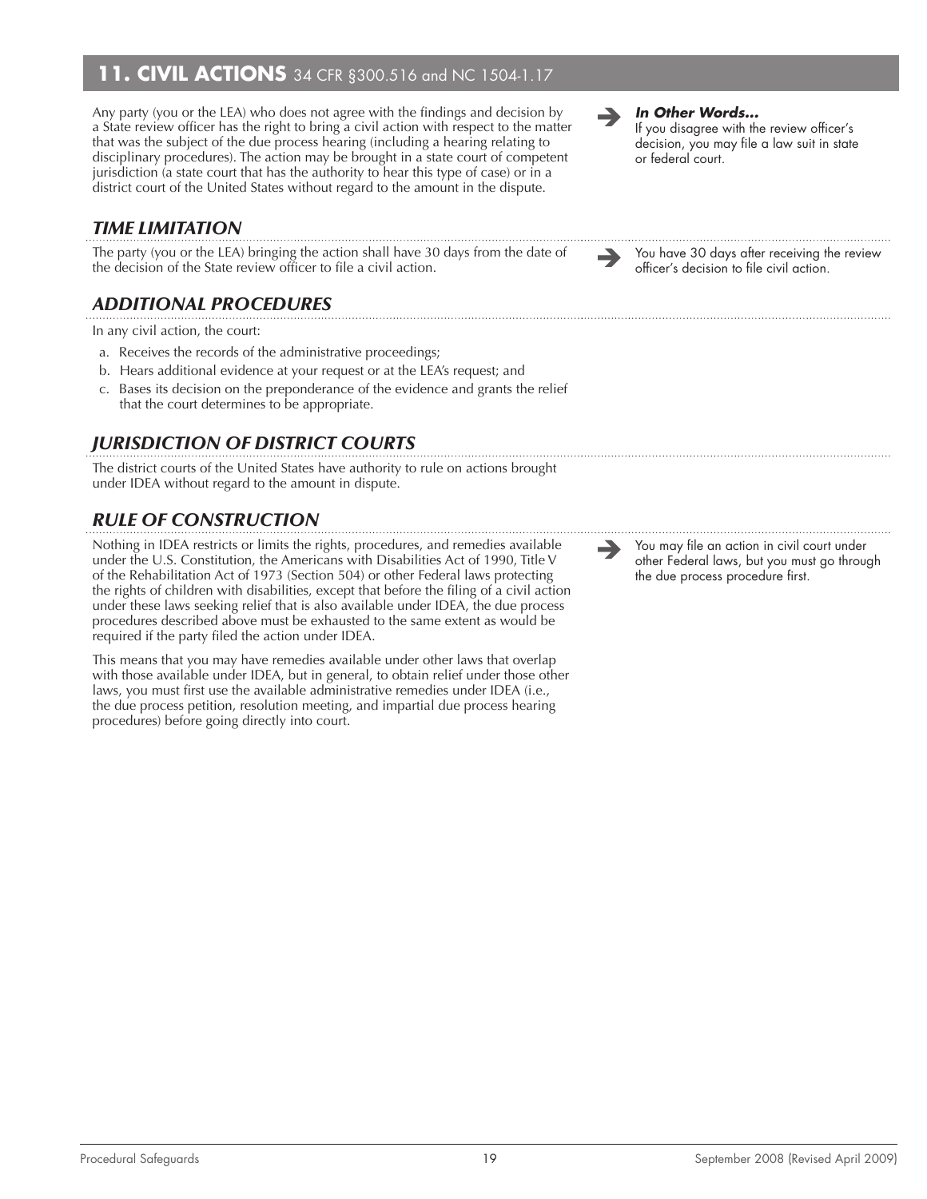## 11. CIVIL ACTIONS 34 CFR §300.516 and NC 1504-1.17

Any party (you or the LEA) who does not agree with the findings and decision by a State review officer has the right to bring a civil action with respect to the matter that was the subject of the due process hearing (including a hearing relating to disciplinary procedures). The action may be brought in a state court of competent jurisdiction (a state court that has the authority to hear this type of case) or in a district court of the United States without regard to the amount in the dispute.

➔ ***In Other Words...***
If you disagree with the review officer's decision, you may file a law suit in state or federal court.

### *TIME LIMITATION*

The party (you or the LEA) bringing the action shall have 30 days from the date of the decision of the State review officer to file a civil action.

➔ You have 30 days after receiving the review officer's decision to file civil action.

### *ADDITIONAL PROCEDURES*

In any civil action, the court:

a. Receives the records of the administrative proceedings;
b. Hears additional evidence at your request or at the LEA's request; and
c. Bases its decision on the preponderance of the evidence and grants the relief that the court determines to be appropriate.

### *JURISDICTION OF DISTRICT COURTS*

The district courts of the United States have authority to rule on actions brought under IDEA without regard to the amount in dispute.

### *RULE OF CONSTRUCTION*

Nothing in IDEA restricts or limits the rights, procedures, and remedies available under the U.S. Constitution, the Americans with Disabilities Act of 1990, Title V of the Rehabilitation Act of 1973 (Section 504) or other Federal laws protecting the rights of children with disabilities, except that before the filing of a civil action under these laws seeking relief that is also available under IDEA, the due process procedures described above must be exhausted to the same extent as would be required if the party filed the action under IDEA.

This means that you may have remedies available under other laws that overlap with those available under IDEA, but in general, to obtain relief under those other laws, you must first use the available administrative remedies under IDEA (i.e., the due process petition, resolution meeting, and impartial due process hearing procedures) before going directly into court.

➔ You may file an action in civil court under other Federal laws, but you must go through the due process procedure first.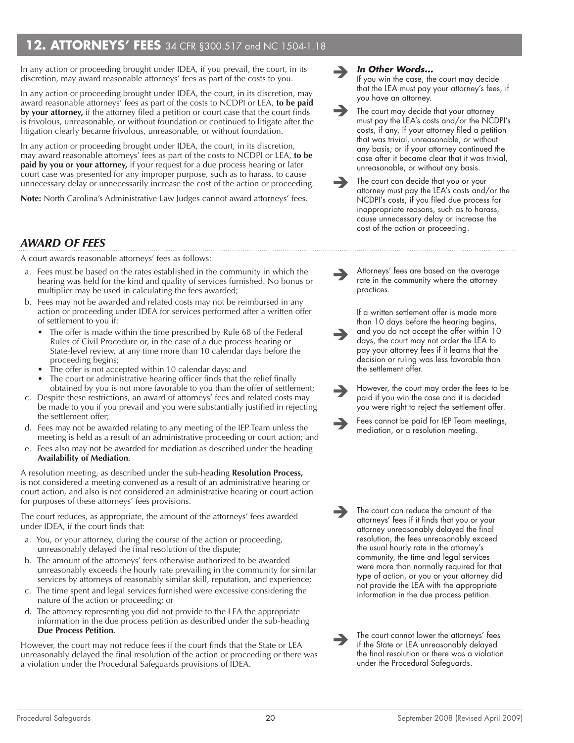## 12. ATTORNEYS' FEES 34 CFR §300.517 and NC 1504-1.18

In any action or proceeding brought under IDEA, if you prevail, the court, in its discretion, may award reasonable attorneys' fees as part of the costs to you.

In any action or proceeding brought under IDEA, the court, in its discretion, may award reasonable attorneys' fees as part of the costs to NCDPI or LEA, **to be paid by your attorney,** if the attorney filed a petition or court case that the court finds is frivolous, unreasonable, or without foundation or continued to litigate after the litigation clearly became frivolous, unreasonable, or without foundation.

In any action or proceeding brought under IDEA, the court, in its discretion, may award reasonable attorneys' fees as part of the costs to NCDPI or LEA, **to be paid by you or your attorney,** if your request for a due process hearing or later court case was presented for any improper purpose, such as to harass, to cause unnecessary delay or unnecessarily increase the cost of the action or proceeding.

**Note:** North Carolina's Administrative Law Judges cannot award attorneys' fees.

> ***In Other Words...***
> If you win the case, the court may decide that the LEA must pay your attorney's fees, if you have an attorney.
>
> The court may decide that your attorney must pay the LEA's costs and/or the NCDPI's costs, if any, if your attorney filed a petition that was trivial, unreasonable, or without any basis; or if your attorney continued the case after it became clear that it was trivial, unreasonable, or without any basis.
>
> The court can decide that you or your attorney must pay the LEA's costs and/or the NCDPI's costs, if you filed due process for inappropriate reasons, such as to harass, cause unnecessary delay or increase the cost of the action or proceeding.

### *AWARD OF FEES*

A court awards reasonable attorneys' fees as follows:

a. Fees must be based on the rates established in the community in which the hearing was held for the kind and quality of services furnished. No bonus or multiplier may be used in calculating the fees awarded;
b. Fees may not be awarded and related costs may not be reimbursed in any action or proceeding under IDEA for services performed after a written offer of settlement to you if:
   - The offer is made within the time prescribed by Rule 68 of the Federal Rules of Civil Procedure or, in the case of a due process hearing or State-level review, at any time more than 10 calendar days before the proceeding begins;
   - The offer is not accepted within 10 calendar days; and
   - The court or administrative hearing officer finds that the relief finally obtained by you is not more favorable to you than the offer of settlement;
c. Despite these restrictions, an award of attorneys' fees and related costs may be made to you if you prevail and you were substantially justified in rejecting the settlement offer;
d. Fees may not be awarded relating to any meeting of the IEP Team unless the meeting is held as a result of an administrative proceeding or court action; and
e. Fees also may not be awarded for mediation as described under the heading **Availability of Mediation**.

> Attorneys' fees are based on the average rate in the community where the attorney practices.
>
> If a written settlement offer is made more than 10 days before the hearing begins, and you do not accept the offer within 10 days, the court may not order the LEA to pay your attorney fees if it learns that the decision or ruling was less favorable than the settlement offer.
>
> However, the court may order the fees to be paid if you win the case and it is decided you were right to reject the settlement offer.
>
> Fees cannot be paid for IEP Team meetings, mediation, or a resolution meeting.

A resolution meeting, as described under the sub-heading **Resolution Process,** is not considered a meeting convened as a result of an administrative hearing or court action, and also is not considered an administrative hearing or court action for purposes of these attorneys' fees provisions.

The court reduces, as appropriate, the amount of the attorneys' fees awarded under IDEA, if the court finds that:

a. You, or your attorney, during the course of the action or proceeding, unreasonably delayed the final resolution of the dispute;
b. The amount of the attorneys' fees otherwise authorized to be awarded unreasonably exceeds the hourly rate prevailing in the community for similar services by attorneys of reasonably similar skill, reputation, and experience;
c. The time spent and legal services furnished were excessive considering the nature of the action or proceeding; or
d. The attorney representing you did not provide to the LEA the appropriate information in the due process petition as described under the sub-heading **Due Process Petition**.

> The court can reduce the amount of the attorneys' fees if it finds that you or your attorney unreasonably delayed the final resolution, the fees unreasonably exceed the usual hourly rate in the attorney's community, the time and legal services were more than normally required for that type of action, or you or your attorney did not provide the LEA with the appropriate information in the due process petition.

However, the court may not reduce fees if the court finds that the State or LEA unreasonably delayed the final resolution of the action or proceeding or there was a violation under the Procedural Safeguards provisions of IDEA.

> The court cannot lower the attorneys' fees if the State or LEA unreasonably delayed the final resolution or there was a violation under the Procedural Safeguards.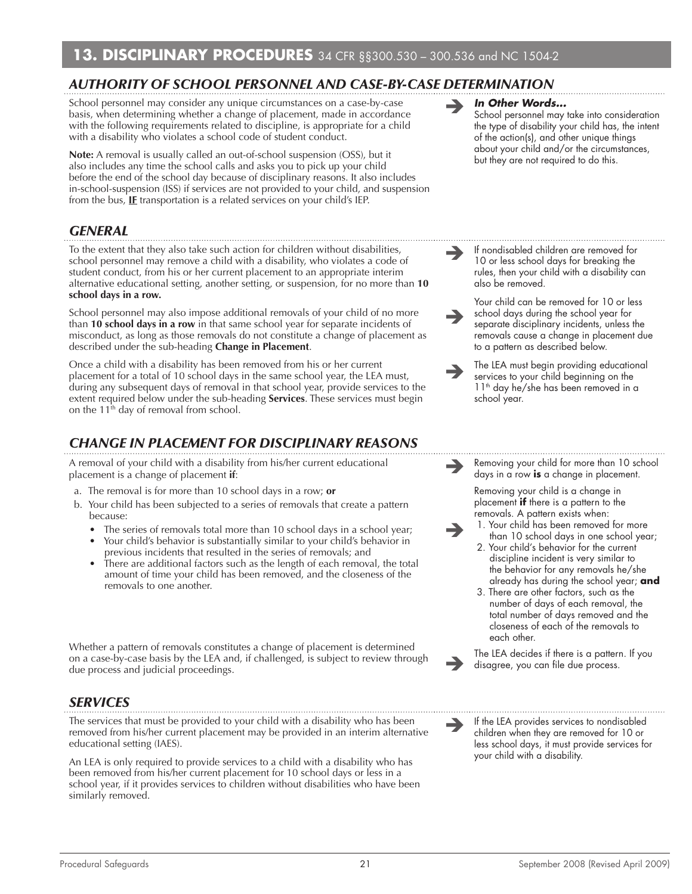## 13. DISCIPLINARY PROCEDURES 34 CFR §§300.530 – 300.536 and NC 1504-2

### *AUTHORITY OF SCHOOL PERSONNEL AND CASE-BY-CASE DETERMINATION*

School personnel may consider any unique circumstances on a case-by-case basis, when determining whether a change of placement, made in accordance with the following requirements related to discipline, is appropriate for a child with a disability who violates a school code of student conduct.

**Note:** A removal is usually called an out-of-school suspension (OSS), but it also includes any time the school calls and asks you to pick up your child before the end of the school day because of disciplinary reasons. It also includes in-school-suspension (ISS) if services are not provided to your child, and suspension from the bus, **IF** transportation is a related services on your child's IEP.

➔ ***In Other Words...***
School personnel may take into consideration the type of disability your child has, the intent of the action(s), and other unique things about your child and/or the circumstances, but they are not required to do this.

### *GENERAL*

To the extent that they also take such action for children without disabilities, school personnel may remove a child with a disability, who violates a code of student conduct, from his or her current placement to an appropriate interim alternative educational setting, another setting, or suspension, for no more than **10 school days in a row.**

➔ If nondisabled children are removed for 10 or less school days for breaking the rules, then your child with a disability can also be removed.

School personnel may also impose additional removals of your child of no more than **10 school days in a row** in that same school year for separate incidents of misconduct, as long as those removals do not constitute a change of placement as described under the sub-heading **Change in Placement**.

➔ Your child can be removed for 10 or less school days during the school year for separate disciplinary incidents, unless the removals cause a change in placement due to a pattern as described below.

Once a child with a disability has been removed from his or her current placement for a total of 10 school days in the same school year, the LEA must, during any subsequent days of removal in that school year, provide services to the extent required below under the sub-heading **Services**. These services must begin on the 11th day of removal from school.

➔ The LEA must begin providing educational services to your child beginning on the 11th day he/she has been removed in a school year.

### *CHANGE IN PLACEMENT FOR DISCIPLINARY REASONS*

A removal of your child with a disability from his/her current educational placement is a change of placement **if**:

a. The removal is for more than 10 school days in a row; **or**
b. Your child has been subjected to a series of removals that create a pattern because:
   - The series of removals total more than 10 school days in a school year;
   - Your child's behavior is substantially similar to your child's behavior in previous incidents that resulted in the series of removals; and
   - There are additional factors such as the length of each removal, the total amount of time your child has been removed, and the closeness of the removals to one another.

➔ Removing your child for more than 10 school days in a row **is** a change in placement.

➔ Removing your child is a change in placement **if** there is a pattern to the removals. A pattern exists when:
1. Your child has been removed for more than 10 school days in one school year;
2. Your child's behavior for the current discipline incident is very similar to the behavior for any removals he/she already has during the school year; **and**
3. There are other factors, such as the number of days of each removal, the total number of days removed and the closeness of each of the removals to each other.

Whether a pattern of removals constitutes a change of placement is determined on a case-by-case basis by the LEA and, if challenged, is subject to review through due process and judicial proceedings.

➔ The LEA decides if there is a pattern. If you disagree, you can file due process.

### *SERVICES*

The services that must be provided to your child with a disability who has been removed from his/her current placement may be provided in an interim alternative educational setting (IAES).

An LEA is only required to provide services to a child with a disability who has been removed from his/her current placement for 10 school days or less in a school year, if it provides services to children without disabilities who have been similarly removed.

➔ If the LEA provides services to nondisabled children when they are removed for 10 or less school days, it must provide services for your child with a disability.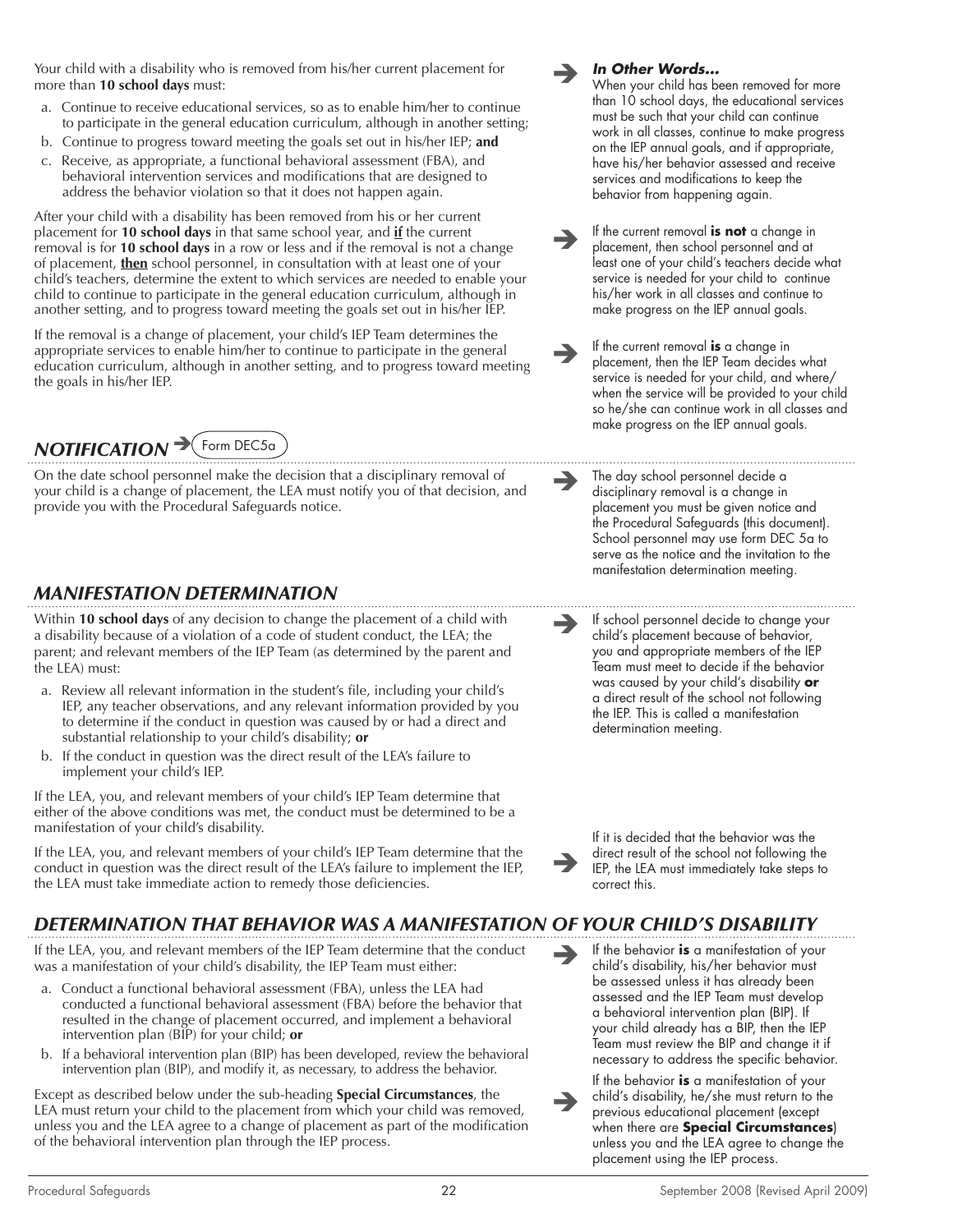Your child with a disability who is removed from his/her current placement for more than **10 school days** must:

a. Continue to receive educational services, so as to enable him/her to continue to participate in the general education curriculum, although in another setting;
b. Continue to progress toward meeting the goals set out in his/her IEP; **and**
c. Receive, as appropriate, a functional behavioral assessment (FBA), and behavioral intervention services and modifications that are designed to address the behavior violation so that it does not happen again.

> ***In Other Words...***
> When your child has been removed for more than 10 school days, the educational services must be such that your child can continue work in all classes, continue to make progress on the IEP annual goals, and if appropriate, have his/her behavior assessed and receive services and modifications to keep the behavior from happening again.

After your child with a disability has been removed from his or her current placement for **10 school days** in that same school year, and ***if*** the current removal is for **10 school days** in a row or less and if the removal is not a change of placement, ***then*** school personnel, in consultation with at least one of your child's teachers, determine the extent to which services are needed to enable your child to continue to participate in the general education curriculum, although in another setting, and to progress toward meeting the goals set out in his/her IEP.

> If the current removal **is not** a change in placement, then school personnel and at least one of your child's teachers decide what service is needed for your child to continue his/her work in all classes and continue to make progress on the IEP annual goals.

If the removal is a change of placement, your child's IEP Team determines the appropriate services to enable him/her to continue to participate in the general education curriculum, although in another setting, and to progress toward meeting the goals in his/her IEP.

> If the current removal **is** a change in placement, then the IEP Team decides what service is needed for your child, and where/when the service will be provided to your child so he/she can continue work in all classes and make progress on the IEP annual goals.

## *NOTIFICATION* ➔ (Form DEC5a)

On the date school personnel make the decision that a disciplinary removal of your child is a change of placement, the LEA must notify you of that decision, and provide you with the Procedural Safeguards notice.

> The day school personnel decide a disciplinary removal is a change in placement you must be given notice and the Procedural Safeguards (this document). School personnel may use form DEC 5a to serve as the notice and the invitation to the manifestation determination meeting.

## *MANIFESTATION DETERMINATION*

Within **10 school days** of any decision to change the placement of a child with a disability because of a violation of a code of student conduct, the LEA; the parent; and relevant members of the IEP Team (as determined by the parent and the LEA) must:

a. Review all relevant information in the student's file, including your child's IEP, any teacher observations, and any relevant information provided by you to determine if the conduct in question was caused by or had a direct and substantial relationship to your child's disability; **or**
b. If the conduct in question was the direct result of the LEA's failure to implement your child's IEP.

> If school personnel decide to change your child's placement because of behavior, you and appropriate members of the IEP Team must meet to decide if the behavior was caused by your child's disability **or** a direct result of the school not following the IEP. This is called a manifestation determination meeting.

If the LEA, you, and relevant members of your child's IEP Team determine that either of the above conditions was met, the conduct must be determined to be a manifestation of your child's disability.

If the LEA, you, and relevant members of your child's IEP Team determine that the conduct in question was the direct result of the LEA's failure to implement the IEP, the LEA must take immediate action to remedy those deficiencies.

> If it is decided that the behavior was the direct result of the school not following the IEP, the LEA must immediately take steps to correct this.

## *DETERMINATION THAT BEHAVIOR WAS A MANIFESTATION OF YOUR CHILD'S DISABILITY*

If the LEA, you, and relevant members of the IEP Team determine that the conduct was a manifestation of your child's disability, the IEP Team must either:

a. Conduct a functional behavioral assessment (FBA), unless the LEA had conducted a functional behavioral assessment (FBA) before the behavior that resulted in the change of placement occurred, and implement a behavioral intervention plan (BIP) for your child; **or**
b. If a behavioral intervention plan (BIP) has been developed, review the behavioral intervention plan (BIP), and modify it, as necessary, to address the behavior.

> If the behavior **is** a manifestation of your child's disability, his/her behavior must be assessed unless it has already been assessed and the IEP Team must develop a behavioral intervention plan (BIP). If your child already has a BIP, then the IEP Team must review the BIP and change it if necessary to address the specific behavior.

Except as described below under the sub-heading **Special Circumstances**, the LEA must return your child to the placement from which your child was removed, unless you and the LEA agree to a change of placement as part of the modification of the behavioral intervention plan through the IEP process.

> If the behavior **is** a manifestation of your child's disability, he/she must return to the previous educational placement (except when there are **Special Circumstances**) unless you and the LEA agree to change the placement using the IEP process.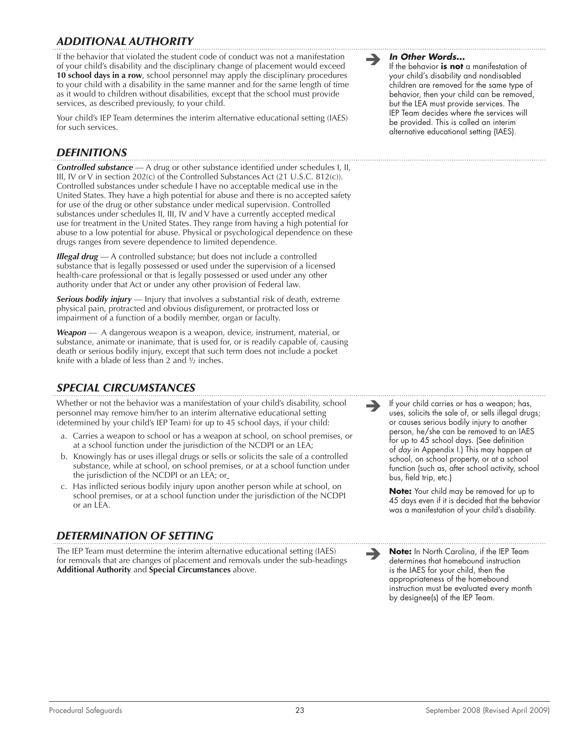## *ADDITIONAL AUTHORITY*

If the behavior that violated the student code of conduct was not a manifestation of your child's disability and the disciplinary change of placement would exceed **10 school days in a row**, school personnel may apply the disciplinary procedures to your child with a disability in the same manner and for the same length of time as it would to children without disabilities, except that the school must provide services, as described previously, to your child.

Your child's IEP Team determines the interim alternative educational setting (IAES) for such services.

➔ ***In Other Words...***
If the behavior **is not** a manifestation of your child's disability and nondisabled children are removed for the same type of behavior, then your child can be removed, but the LEA must provide services. The IEP Team decides where the services will be provided. This is called an interim alternative educational setting (IAES).

## *DEFINITIONS*

***Controlled substance*** — A drug or other substance identified under schedules I, II, III, IV or V in section 202(c) of the Controlled Substances Act (21 U.S.C. 812(c)). Controlled substances under schedule I have no acceptable medical use in the United States. They have a high potential for abuse and there is no accepted safety for use of the drug or other substance under medical supervision. Controlled substances under schedules II, III, IV and V have a currently accepted medical use for treatment in the United States. They range from having a high potential for abuse to a low potential for abuse. Physical or psychological dependence on these drugs ranges from severe dependence to limited dependence.

***Illegal drug*** — A controlled substance; but does not include a controlled substance that is legally possessed or used under the supervision of a licensed health-care professional or that is legally possessed or used under any other authority under that Act or under any other provision of Federal law.

***Serious bodily injury*** — Injury that involves a substantial risk of death, extreme physical pain, protracted and obvious disfigurement, or protracted loss or impairment of a function of a bodily member, organ or faculty.

***Weapon*** — A dangerous weapon is a weapon, device, instrument, material, or substance, animate or inanimate, that is used for, or is readily capable of, causing death or serious bodily injury, except that such term does not include a pocket knife with a blade of less than 2 and ½ inches.

## *SPECIAL CIRCUMSTANCES*

Whether or not the behavior was a manifestation of your child's disability, school personnel may remove him/her to an interim alternative educational setting (determined by your child's IEP Team) for up to 45 school days, if your child:

a. Carries a weapon to school or has a weapon at school, on school premises, or at a school function under the jurisdiction of the NCDPI or an LEA;
b. Knowingly has or uses illegal drugs or sells or solicits the sale of a controlled substance, while at school, on school premises, or at a school function under the jurisdiction of the NCDPI or an LEA; or
c. Has inflicted serious bodily injury upon another person while at school, on school premises, or at a school function under the jurisdiction of the NCDPI or an LEA.

➔ If your child carries or has a weapon; has, uses, solicits the sale of, or sells illegal drugs; or causes serious bodily injury to another person, he/she can be removed to an IAES for up to 45 school days. (See definition of *day* in Appendix I.) This may happen at school, on school property, or at a school function (such as, after school activity, school bus, field trip, etc.)

**Note:** Your child may be removed for up to 45 days even if it is decided that the behavior was a manifestation of your child's disability.

## *DETERMINATION OF SETTING*

The IEP Team must determine the interim alternative educational setting (IAES) for removals that are changes of placement and removals under the sub-headings **Additional Authority** and **Special Circumstances** above.

➔ **Note:** In North Carolina, if the IEP Team determines that homebound instruction is the IAES for your child, then the appropriateness of the homebound instruction must be evaluated every month by designee(s) of the IEP Team.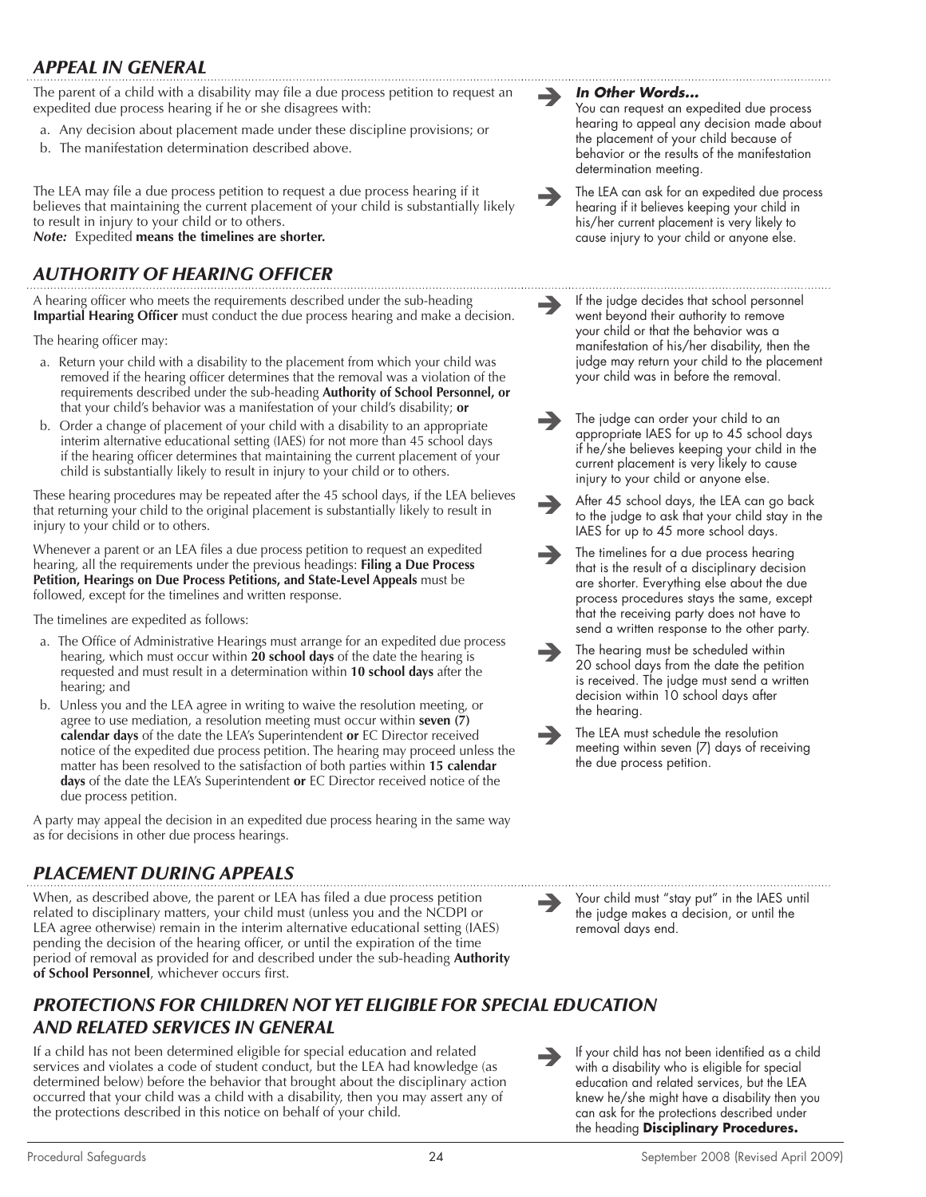## APPEAL IN GENERAL

The parent of a child with a disability may file a due process petition to request an expedited due process hearing if he or she disagrees with:

a. Any decision about placement made under these discipline provisions; or
b. The manifestation determination described above.

The LEA may file a due process petition to request a due process hearing if it believes that maintaining the current placement of your child is substantially likely to result in injury to your child or to others.
***Note:*** *Expedited* **means the timelines are shorter.**

> ***In Other Words...***
> You can request an expedited due process hearing to appeal any decision made about the placement of your child because of behavior or the results of the manifestation determination meeting.

> The LEA can ask for an expedited due process hearing if it believes keeping your child in his/her current placement is very likely to cause injury to your child or anyone else.

## AUTHORITY OF HEARING OFFICER

A hearing officer who meets the requirements described under the sub-heading **Impartial Hearing Officer** must conduct the due process hearing and make a decision.

The hearing officer may:

a. Return your child with a disability to the placement from which your child was removed if the hearing officer determines that the removal was a violation of the requirements described under the sub-heading **Authority of School Personnel, or** that your child's behavior was a manifestation of your child's disability; **or**
b. Order a change of placement of your child with a disability to an appropriate interim alternative educational setting (IAES) for not more than 45 school days if the hearing officer determines that maintaining the current placement of your child is substantially likely to result in injury to your child or to others.

> If the judge decides that school personnel went beyond their authority to remove your child or that the behavior was a manifestation of his/her disability, then the judge may return your child to the placement your child was in before the removal.

> The judge can order your child to an appropriate IAES for up to 45 school days if he/she believes keeping your child in the current placement is very likely to cause injury to your child or anyone else.

These hearing procedures may be repeated after the 45 school days, if the LEA believes that returning your child to the original placement is substantially likely to result in injury to your child or to others.

> After 45 school days, the LEA can go back to the judge to ask that your child stay in the IAES for up to 45 more school days.

Whenever a parent or an LEA files a due process petition to request an expedited hearing, all the requirements under the previous headings: **Filing a Due Process Petition, Hearings on Due Process Petitions, and State-Level Appeals** must be followed, except for the timelines and written response.

> The timelines for a due process hearing that is the result of a disciplinary decision are shorter. Everything else about the due process procedures stays the same, except that the receiving party does not have to send a written response to the other party.

The timelines are expedited as follows:

a. The Office of Administrative Hearings must arrange for an expedited due process hearing, which must occur within **20 school days** of the date the hearing is requested and must result in a determination within **10 school days** after the hearing; and
b. Unless you and the LEA agree in writing to waive the resolution meeting, or agree to use mediation, a resolution meeting must occur within **seven (7) calendar days** of the date the LEA's Superintendent **or** EC Director received notice of the expedited due process petition. The hearing may proceed unless the matter has been resolved to the satisfaction of both parties within **15 calendar days** of the date the LEA's Superintendent **or** EC Director received notice of the due process petition.

> The hearing must be scheduled within 20 school days from the date the petition is received. The judge must send a written decision within 10 school days after the hearing.

> The LEA must schedule the resolution meeting within seven (7) days of receiving the due process petition.

A party may appeal the decision in an expedited due process hearing in the same way as for decisions in other due process hearings.

## PLACEMENT DURING APPEALS

When, as described above, the parent or LEA has filed a due process petition related to disciplinary matters, your child must (unless you and the NCDPI or LEA agree otherwise) remain in the interim alternative educational setting (IAES) pending the decision of the hearing officer, or until the expiration of the time period of removal as provided for and described under the sub-heading **Authority of School Personnel**, whichever occurs first.

> Your child must "stay put" in the IAES until the judge makes a decision, or until the removal days end.

## PROTECTIONS FOR CHILDREN NOT YET ELIGIBLE FOR SPECIAL EDUCATION AND RELATED SERVICES IN GENERAL

If a child has not been determined eligible for special education and related services and violates a code of student conduct, but the LEA had knowledge (as determined below) before the behavior that brought about the disciplinary action occurred that your child was a child with a disability, then you may assert any of the protections described in this notice on behalf of your child.

> If your child has not been identified as a child with a disability who is eligible for special education and related services, but the LEA knew he/she might have a disability then you can ask for the protections described under the heading **Disciplinary Procedures.**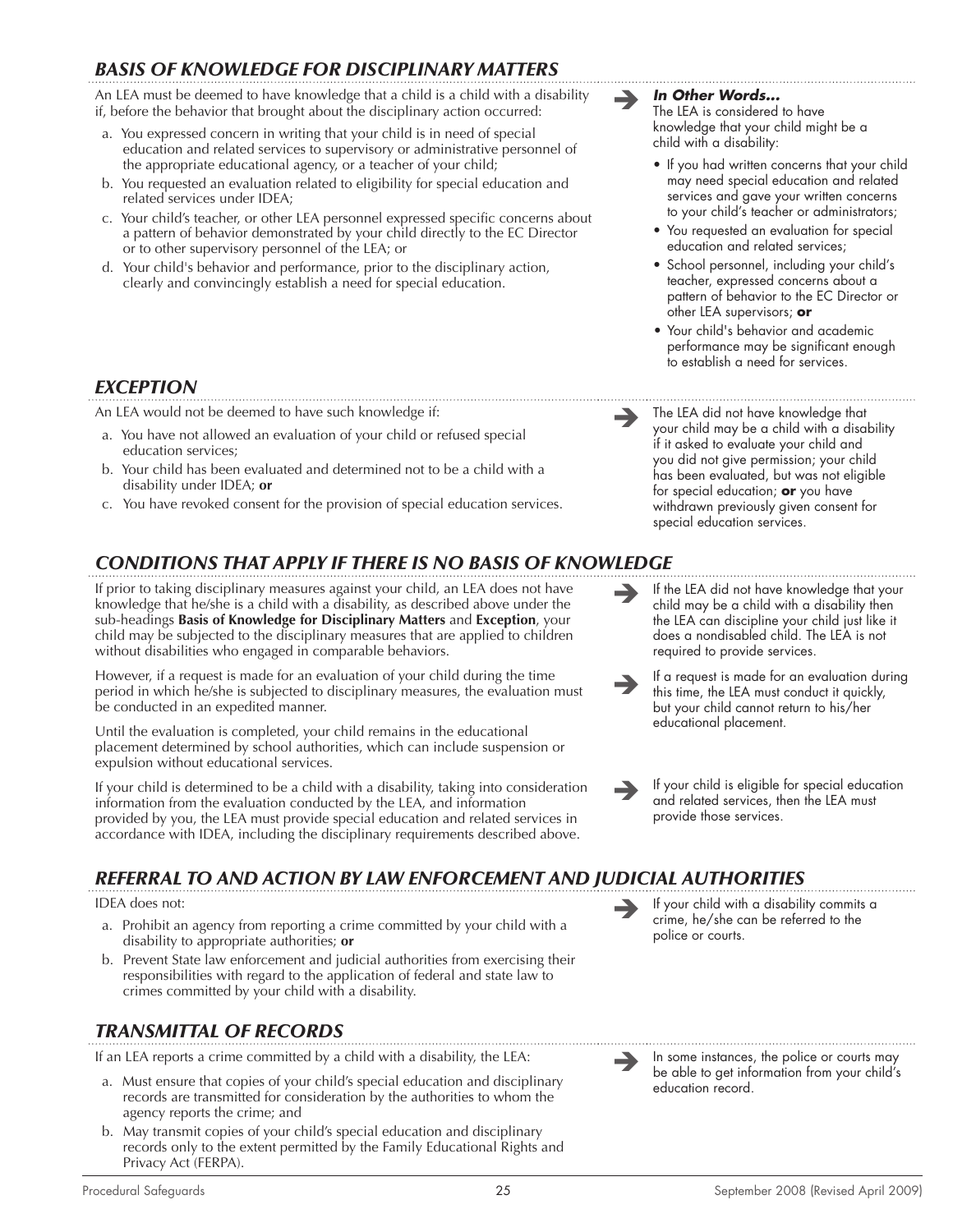## *BASIS OF KNOWLEDGE FOR DISCIPLINARY MATTERS*

An LEA must be deemed to have knowledge that a child is a child with a disability if, before the behavior that brought about the disciplinary action occurred:

a. You expressed concern in writing that your child is in need of special education and related services to supervisory or administrative personnel of the appropriate educational agency, or a teacher of your child;
b. You requested an evaluation related to eligibility for special education and related services under IDEA;
c. Your child's teacher, or other LEA personnel expressed specific concerns about a pattern of behavior demonstrated by your child directly to the EC Director or to other supervisory personnel of the LEA; or
d. Your child's behavior and performance, prior to the disciplinary action, clearly and convincingly establish a need for special education.

➔ ***In Other Words...***
The LEA is considered to have knowledge that your child might be a child with a disability:

- If you had written concerns that your child may need special education and related services and gave your written concerns to your child's teacher or administrators;
- You requested an evaluation for special education and related services;
- School personnel, including your child's teacher, expressed concerns about a pattern of behavior to the EC Director or other LEA supervisors; **or**
- Your child's behavior and academic performance may be significant enough to establish a need for services.

## *EXCEPTION*

An LEA would not be deemed to have such knowledge if:

a. You have not allowed an evaluation of your child or refused special education services;
b. Your child has been evaluated and determined not to be a child with a disability under IDEA; **or**
c. You have revoked consent for the provision of special education services.

➔ The LEA did not have knowledge that your child may be a child with a disability if it asked to evaluate your child and you did not give permission; your child has been evaluated, but was not eligible for special education; **or** you have withdrawn previously given consent for special education services.

## *CONDITIONS THAT APPLY IF THERE IS NO BASIS OF KNOWLEDGE*

If prior to taking disciplinary measures against your child, an LEA does not have knowledge that he/she is a child with a disability, as described above under the sub-headings **Basis of Knowledge for Disciplinary Matters** and **Exception**, your child may be subjected to the disciplinary measures that are applied to children without disabilities who engaged in comparable behaviors.

➔ If the LEA did not have knowledge that your child may be a child with a disability then the LEA can discipline your child just like it does a nondisabled child. The LEA is not required to provide services.

However, if a request is made for an evaluation of your child during the time period in which he/she is subjected to disciplinary measures, the evaluation must be conducted in an expedited manner.

Until the evaluation is completed, your child remains in the educational placement determined by school authorities, which can include suspension or expulsion without educational services.

➔ If a request is made for an evaluation during this time, the LEA must conduct it quickly, but your child cannot return to his/her educational placement.

If your child is determined to be a child with a disability, taking into consideration information from the evaluation conducted by the LEA, and information provided by you, the LEA must provide special education and related services in accordance with IDEA, including the disciplinary requirements described above.

➔ If your child is eligible for special education and related services, then the LEA must provide those services.

## *REFERRAL TO AND ACTION BY LAW ENFORCEMENT AND JUDICIAL AUTHORITIES*

IDEA does not:

a. Prohibit an agency from reporting a crime committed by your child with a disability to appropriate authorities; **or**
b. Prevent State law enforcement and judicial authorities from exercising their responsibilities with regard to the application of federal and state law to crimes committed by your child with a disability.

➔ If your child with a disability commits a crime, he/she can be referred to the police or courts.

## *TRANSMITTAL OF RECORDS*

If an LEA reports a crime committed by a child with a disability, the LEA:

a. Must ensure that copies of your child's special education and disciplinary records are transmitted for consideration by the authorities to whom the agency reports the crime; and
b. May transmit copies of your child's special education and disciplinary records only to the extent permitted by the Family Educational Rights and Privacy Act (FERPA).

➔ In some instances, the police or courts may be able to get information from your child's education record.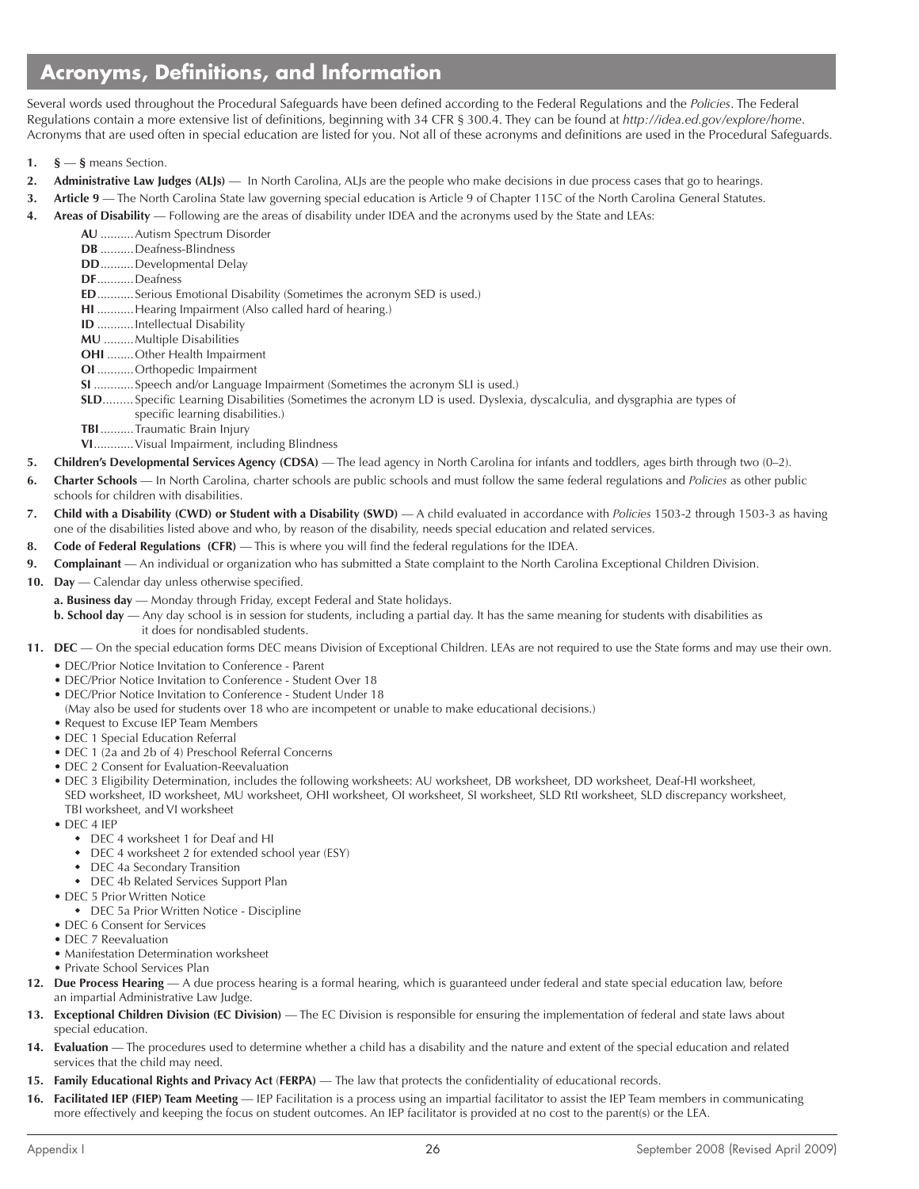## Acronyms, Definitions, and Information

Several words used throughout the Procedural Safeguards have been defined according to the Federal Regulations and the *Policies*. The Federal Regulations contain a more extensive list of definitions, beginning with 34 CFR § 300.4. They can be found at *http://idea.ed.gov/explore/home*. Acronyms that are used often in special education are listed for you. Not all of these acronyms and definitions are used in the Procedural Safeguards.

1. **§** — **§** means Section.
2. **Administrative Law Judges (ALJs)** — In North Carolina, ALJs are the people who make decisions in due process cases that go to hearings.
3. **Article 9** — The North Carolina State law governing special education is Article 9 of Chapter 115C of the North Carolina General Statutes.
4. **Areas of Disability** — Following are the areas of disability under IDEA and the acronyms used by the State and LEAs:
   - **AU** ..........Autism Spectrum Disorder
   - **DB** ..........Deafness-Blindness
   - **DD**..........Developmental Delay
   - **DF**...........Deafness
   - **ED**...........Serious Emotional Disability (Sometimes the acronym SED is used.)
   - **HI** ...........Hearing Impairment (Also called hard of hearing.)
   - **ID** ...........Intellectual Disability
   - **MU** .........Multiple Disabilities
   - **OHI** ........Other Health Impairment
   - **OI** ...........Orthopedic Impairment
   - **SI** ............Speech and/or Language Impairment (Sometimes the acronym SLI is used.)
   - **SLD**.........Specific Learning Disabilities (Sometimes the acronym LD is used. Dyslexia, dyscalculia, and dysgraphia are types of specific learning disabilities.)
   - **TBI**..........Traumatic Brain Injury
   - **VI**............Visual Impairment, including Blindness
5. **Children's Developmental Services Agency (CDSA)** — The lead agency in North Carolina for infants and toddlers, ages birth through two (0–2).
6. **Charter Schools** — In North Carolina, charter schools are public schools and must follow the same federal regulations and *Policies* as other public schools for children with disabilities.
7. **Child with a Disability (CWD) or Student with a Disability (SWD)** — A child evaluated in accordance with *Policies* 1503-2 through 1503-3 as having one of the disabilities listed above and who, by reason of the disability, needs special education and related services.
8. **Code of Federal Regulations (CFR)** — This is where you will find the federal regulations for the IDEA.
9. **Complainant** — An individual or organization who has submitted a State complaint to the North Carolina Exceptional Children Division.
10. **Day** — Calendar day unless otherwise specified.
    - **a. Business day** — Monday through Friday, except Federal and State holidays.
    - **b. School day** — Any day school is in session for students, including a partial day. It has the same meaning for students with disabilities as it does for nondisabled students.
11. **DEC** — On the special education forms DEC means Division of Exceptional Children. LEAs are not required to use the State forms and may use their own.
    - DEC/Prior Notice Invitation to Conference - Parent
    - DEC/Prior Notice Invitation to Conference - Student Over 18
    - DEC/Prior Notice Invitation to Conference - Student Under 18 (May also be used for students over 18 who are incompetent or unable to make educational decisions.)
    - Request to Excuse IEP Team Members
    - DEC 1 Special Education Referral
    - DEC 1 (2a and 2b of 4) Preschool Referral Concerns
    - DEC 2 Consent for Evaluation-Reevaluation
    - DEC 3 Eligibility Determination, includes the following worksheets: AU worksheet, DB worksheet, DD worksheet, Deaf-HI worksheet, SED worksheet, ID worksheet, MU worksheet, OHI worksheet, OI worksheet, SI worksheet, SLD RtI worksheet, SLD discrepancy worksheet, TBI worksheet, and VI worksheet
    - DEC 4 IEP
      - DEC 4 worksheet 1 for Deaf and HI
      - DEC 4 worksheet 2 for extended school year (ESY)
      - DEC 4a Secondary Transition
      - DEC 4b Related Services Support Plan
    - DEC 5 Prior Written Notice
      - DEC 5a Prior Written Notice - Discipline
    - DEC 6 Consent for Services
    - DEC 7 Reevaluation
    - Manifestation Determination worksheet
    - Private School Services Plan
12. **Due Process Hearing** — A due process hearing is a formal hearing, which is guaranteed under federal and state special education law, before an impartial Administrative Law Judge.
13. **Exceptional Children Division (EC Division)** — The EC Division is responsible for ensuring the implementation of federal and state laws about special education.
14. **Evaluation** — The procedures used to determine whether a child has a disability and the nature and extent of the special education and related services that the child may need.
15. **Family Educational Rights and Privacy Act (FERPA)** — The law that protects the confidentiality of educational records.
16. **Facilitated IEP (FIEP) Team Meeting** — IEP Facilitation is a process using an impartial facilitator to assist the IEP Team members in communicating more effectively and keeping the focus on student outcomes. An IEP facilitator is provided at no cost to the parent(s) or the LEA.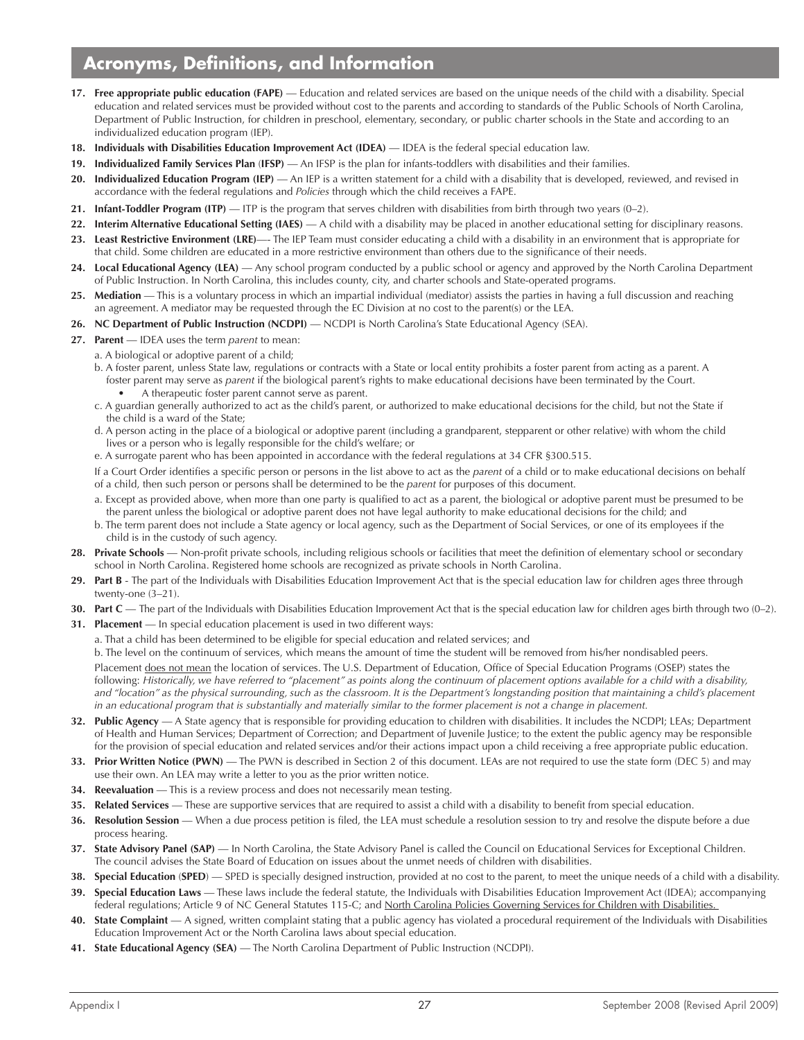# Acronyms, Definitions, and Information

17. **Free appropriate public education (FAPE)** — Education and related services are based on the unique needs of the child with a disability. Special education and related services must be provided without cost to the parents and according to standards of the Public Schools of North Carolina, Department of Public Instruction, for children in preschool, elementary, secondary, or public charter schools in the State and according to an individualized education program (IEP).
18. **Individuals with Disabilities Education Improvement Act (IDEA)** — IDEA is the federal special education law.
19. **Individualized Family Services Plan (IFSP)** — An IFSP is the plan for infants-toddlers with disabilities and their families.
20. **Individualized Education Program (IEP)** — An IEP is a written statement for a child with a disability that is developed, reviewed, and revised in accordance with the federal regulations and *Policies* through which the child receives a FAPE.
21. **Infant-Toddler Program (ITP)** — ITP is the program that serves children with disabilities from birth through two years (0–2).
22. **Interim Alternative Educational Setting (IAES)** — A child with a disability may be placed in another educational setting for disciplinary reasons.
23. **Least Restrictive Environment (LRE)**—- The IEP Team must consider educating a child with a disability in an environment that is appropriate for that child. Some children are educated in a more restrictive environment than others due to the significance of their needs.
24. **Local Educational Agency (LEA)** — Any school program conducted by a public school or agency and approved by the North Carolina Department of Public Instruction. In North Carolina, this includes county, city, and charter schools and State-operated programs.
25. **Mediation** — This is a voluntary process in which an impartial individual (mediator) assists the parties in having a full discussion and reaching an agreement. A mediator may be requested through the EC Division at no cost to the parent(s) or the LEA.
26. **NC Department of Public Instruction (NCDPI)** — NCDPI is North Carolina's State Educational Agency (SEA).
27. **Parent** — IDEA uses the term *parent* to mean:

    a. A biological or adoptive parent of a child;

    b. A foster parent, unless State law, regulations or contracts with a State or local entity prohibits a foster parent from acting as a parent. A foster parent may serve as *parent* if the biological parent's rights to make educational decisions have been terminated by the Court.
    - A therapeutic foster parent cannot serve as parent.

    c. A guardian generally authorized to act as the child's parent, or authorized to make educational decisions for the child, but not the State if the child is a ward of the State;

    d. A person acting in the place of a biological or adoptive parent (including a grandparent, stepparent or other relative) with whom the child lives or a person who is legally responsible for the child's welfare; or

    e. A surrogate parent who has been appointed in accordance with the federal regulations at 34 CFR §300.515.

    If a Court Order identifies a specific person or persons in the list above to act as the *parent* of a child or to make educational decisions on behalf of a child, then such person or persons shall be determined to be the *parent* for purposes of this document.

    a. Except as provided above, when more than one party is qualified to act as a parent, the biological or adoptive parent must be presumed to be the parent unless the biological or adoptive parent does not have legal authority to make educational decisions for the child; and

    b. The term parent does not include a State agency or local agency, such as the Department of Social Services, or one of its employees if the child is in the custody of such agency.
28. **Private Schools** — Non-profit private schools, including religious schools or facilities that meet the definition of elementary school or secondary school in North Carolina. Registered home schools are recognized as private schools in North Carolina.
29. **Part B** - The part of the Individuals with Disabilities Education Improvement Act that is the special education law for children ages three through twenty-one (3–21).
30. **Part C** — The part of the Individuals with Disabilities Education Improvement Act that is the special education law for children ages birth through two (0–2).
31. **Placement** — In special education placement is used in two different ways:

    a. That a child has been determined to be eligible for special education and related services; and

    b. The level on the continuum of services, which means the amount of time the student will be removed from his/her nondisabled peers.

    Placement does not mean the location of services. The U.S. Department of Education, Office of Special Education Programs (OSEP) states the following: *Historically, we have referred to "placement" as points along the continuum of placement options available for a child with a disability, and "location" as the physical surrounding, such as the classroom. It is the Department's longstanding position that maintaining a child's placement in an educational program that is substantially and materially similar to the former placement is not a change in placement.*
32. **Public Agency** — A State agency that is responsible for providing education to children with disabilities. It includes the NCDPI; LEAs; Department of Health and Human Services; Department of Correction; and Department of Juvenile Justice; to the extent the public agency may be responsible for the provision of special education and related services and/or their actions impact upon a child receiving a free appropriate public education.
33. **Prior Written Notice (PWN)** — The PWN is described in Section 2 of this document. LEAs are not required to use the state form (DEC 5) and may use their own. An LEA may write a letter to you as the prior written notice.
34. **Reevaluation** — This is a review process and does not necessarily mean testing.
35. **Related Services** — These are supportive services that are required to assist a child with a disability to benefit from special education.
36. **Resolution Session** — When a due process petition is filed, the LEA must schedule a resolution session to try and resolve the dispute before a due process hearing.
37. **State Advisory Panel (SAP)** — In North Carolina, the State Advisory Panel is called the Council on Educational Services for Exceptional Children. The council advises the State Board of Education on issues about the unmet needs of children with disabilities.
38. **Special Education (SPED)** — SPED is specially designed instruction, provided at no cost to the parent, to meet the unique needs of a child with a disability.
39. **Special Education Laws** — These laws include the federal statute, the Individuals with Disabilities Education Improvement Act (IDEA); accompanying federal regulations; Article 9 of NC General Statutes 115-C; and North Carolina Policies Governing Services for Children with Disabilities.
40. **State Complaint** — A signed, written complaint stating that a public agency has violated a procedural requirement of the Individuals with Disabilities Education Improvement Act or the North Carolina laws about special education.
41. **State Educational Agency (SEA)** — The North Carolina Department of Public Instruction (NCDPI).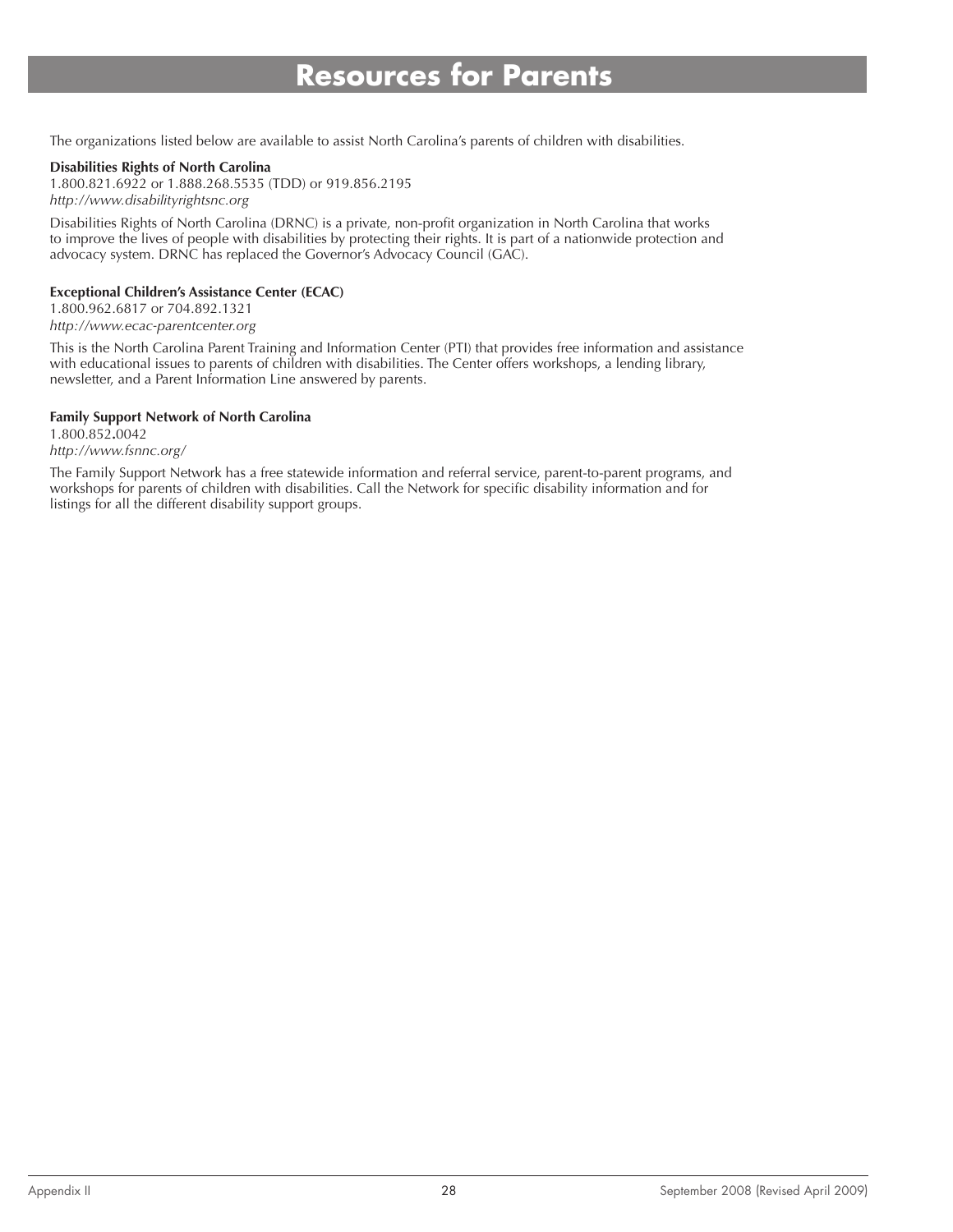# Resources for Parents

The organizations listed below are available to assist North Carolina's parents of children with disabilities.

**Disabilities Rights of North Carolina**
1.800.821.6922 or 1.888.268.5535 (TDD) or 919.856.2195
*http://www.disabilityrightsnc.org*

Disabilities Rights of North Carolina (DRNC) is a private, non-profit organization in North Carolina that works to improve the lives of people with disabilities by protecting their rights. It is part of a nationwide protection and advocacy system. DRNC has replaced the Governor's Advocacy Council (GAC).

**Exceptional Children's Assistance Center (ECAC)**
1.800.962.6817 or 704.892.1321
*http://www.ecac-parentcenter.org*

This is the North Carolina Parent Training and Information Center (PTI) that provides free information and assistance with educational issues to parents of children with disabilities. The Center offers workshops, a lending library, newsletter, and a Parent Information Line answered by parents.

**Family Support Network of North Carolina**
1.800.852.0042
*http://www.fsnnc.org/*

The Family Support Network has a free statewide information and referral service, parent-to-parent programs, and workshops for parents of children with disabilities. Call the Network for specific disability information and for listings for all the different disability support groups.